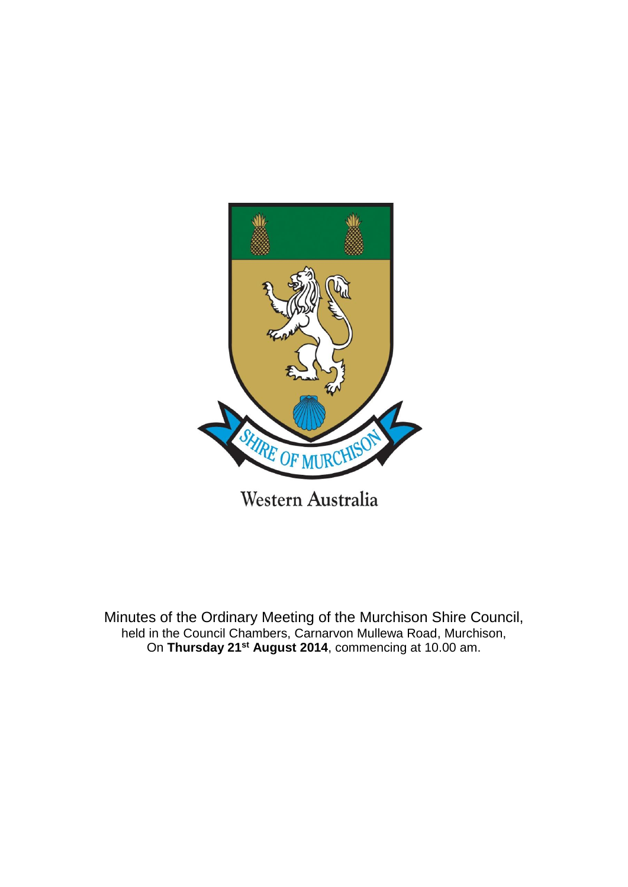SHIRE OF MURCHISON

Western Australia

Minutes of the Ordinary Meeting of the Murchison Shire Council,
held in the Council Chambers, Carnarvon Mullewa Road, Murchison,
On **Thursday 21st August 2014**, commencing at 10.00 am.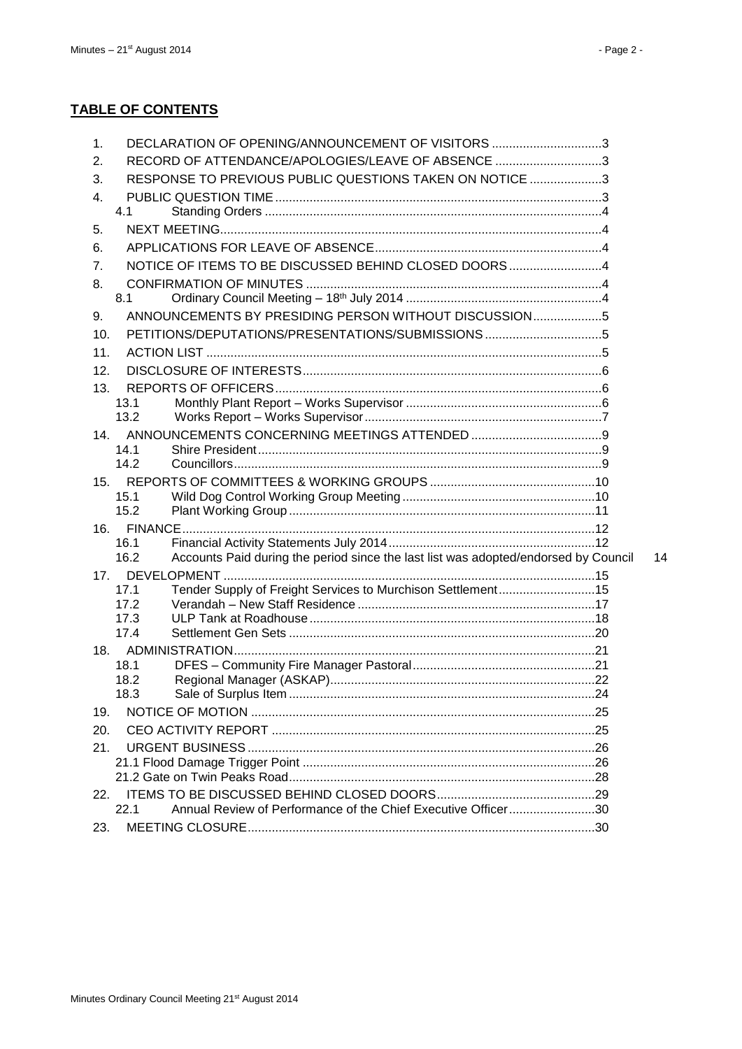## TABLE OF CONTENTS

1. DECLARATION OF OPENING/ANNOUNCEMENT OF VISITORS ................................3
2. RECORD OF ATTENDANCE/APOLOGIES/LEAVE OF ABSENCE ...............................3
3. RESPONSE TO PREVIOUS PUBLIC QUESTIONS TAKEN ON NOTICE .....................3
4. PUBLIC QUESTION TIME ..............................................................................................3
   - 4.1 Standing Orders .................................................................................................4
5. NEXT MEETING..............................................................................................................4
6. APPLICATIONS FOR LEAVE OF ABSENCE.................................................................4
7. NOTICE OF ITEMS TO BE DISCUSSED BEHIND CLOSED DOORS...........................4
8. CONFIRMATION OF MINUTES .....................................................................................4
   - 8.1 Ordinary Council Meeting – 18th July 2014 .........................................................4
9. ANNOUNCEMENTS BY PRESIDING PERSON WITHOUT DISCUSSION....................5
10. PETITIONS/DEPUTATIONS/PRESENTATIONS/SUBMISSIONS..................................5
11. ACTION LIST ..................................................................................................................5
12. DISCLOSURE OF INTERESTS......................................................................................6
13. REPORTS OF OFFICERS..............................................................................................6
    - 13.1 Monthly Plant Report – Works Supervisor .........................................................6
    - 13.2 Works Report – Works Supervisor.....................................................................7
14. ANNOUNCEMENTS CONCERNING MEETINGS ATTENDED ......................................9
    - 14.1 Shire President...................................................................................................9
    - 14.2 Councillors..........................................................................................................9
15. REPORTS OF COMMITTEES & WORKING GROUPS ................................................10
    - 15.1 Wild Dog Control Working Group Meeting........................................................10
    - 15.2 Plant Working Group........................................................................................11
16. FINANCE.......................................................................................................................12
    - 16.1 Financial Activity Statements July 2014............................................................12
    - 16.2 Accounts Paid during the period since the last list was adopted/endorsed by Council 14
17. DEVELOPMENT ...........................................................................................................15
    - 17.1 Tender Supply of Freight Services to Murchison Settlement............................15
    - 17.2 Verandah – New Staff Residence .....................................................................17
    - 17.3 ULP Tank at Roadhouse..................................................................................18
    - 17.4 Settlement Gen Sets ........................................................................................20
18. ADMINISTRATION........................................................................................................21
    - 18.1 DFES – Community Fire Manager Pastoral.....................................................21
    - 18.2 Regional Manager (ASKAP).............................................................................22
    - 18.3 Sale of Surplus Item ........................................................................................24
19. NOTICE OF MOTION ...................................................................................................25
20. CEO ACTIVITY REPORT .............................................................................................25
21. URGENT BUSINESS....................................................................................................26
    - 21.1 Flood Damage Trigger Point ....................................................................................26
    - 21.2 Gate on Twin Peaks Road........................................................................................28
22. ITEMS TO BE DISCUSSED BEHIND CLOSED DOORS..............................................29
    - 22.1 Annual Review of Performance of the Chief Executive Officer.........................30
23. MEETING CLOSURE....................................................................................................30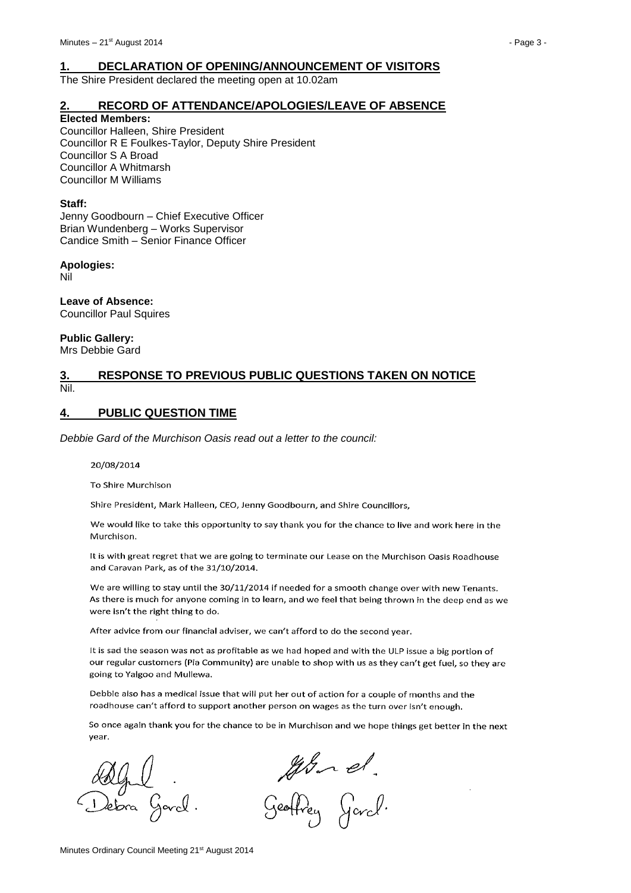## 1. DECLARATION OF OPENING/ANNOUNCEMENT OF VISITORS

The Shire President declared the meeting open at 10.02am

## 2. RECORD OF ATTENDANCE/APOLOGIES/LEAVE OF ABSENCE

**Elected Members:**
Councillor Halleen, Shire President
Councillor R E Foulkes-Taylor, Deputy Shire President
Councillor S A Broad
Councillor A Whitmarsh
Councillor M Williams

**Staff:**
Jenny Goodbourn – Chief Executive Officer
Brian Wundenberg – Works Supervisor
Candice Smith – Senior Finance Officer

**Apologies:**
Nil

**Leave of Absence:**
Councillor Paul Squires

**Public Gallery:**
Mrs Debbie Gard

## 3. RESPONSE TO PREVIOUS PUBLIC QUESTIONS TAKEN ON NOTICE

Nil.

## 4. PUBLIC QUESTION TIME

*Debbie Gard of the Murchison Oasis read out a letter to the council:*

20/08/2014

To Shire Murchison

Shire President, Mark Halleen, CEO, Jenny Goodbourn, and Shire Councillors,

We would like to take this opportunity to say thank you for the chance to live and work here in the Murchison.

It is with great regret that we are going to terminate our Lease on the Murchison Oasis Roadhouse and Caravan Park, as of the 31/10/2014.

We are willing to stay until the 30/11/2014 if needed for a smooth change over with new Tenants. As there is much for anyone coming in to learn, and we feel that being thrown in the deep end as we were isn't the right thing to do.

After advice from our financial adviser, we can't afford to do the second year.

It is sad the season was not as profitable as we had hoped and with the ULP issue a big portion of our regular customers (Pia Community) are unable to shop with us as they can't get fuel, so they are going to Yalgoo and Mullewa.

Debbie also has a medical issue that will put her out of action for a couple of months and the roadhouse can't afford to support another person on wages as the turn over isn't enough.

So once again thank you for the chance to be in Murchison and we hope things get better in the next year.

Debra Gard. Geoffrey Gard.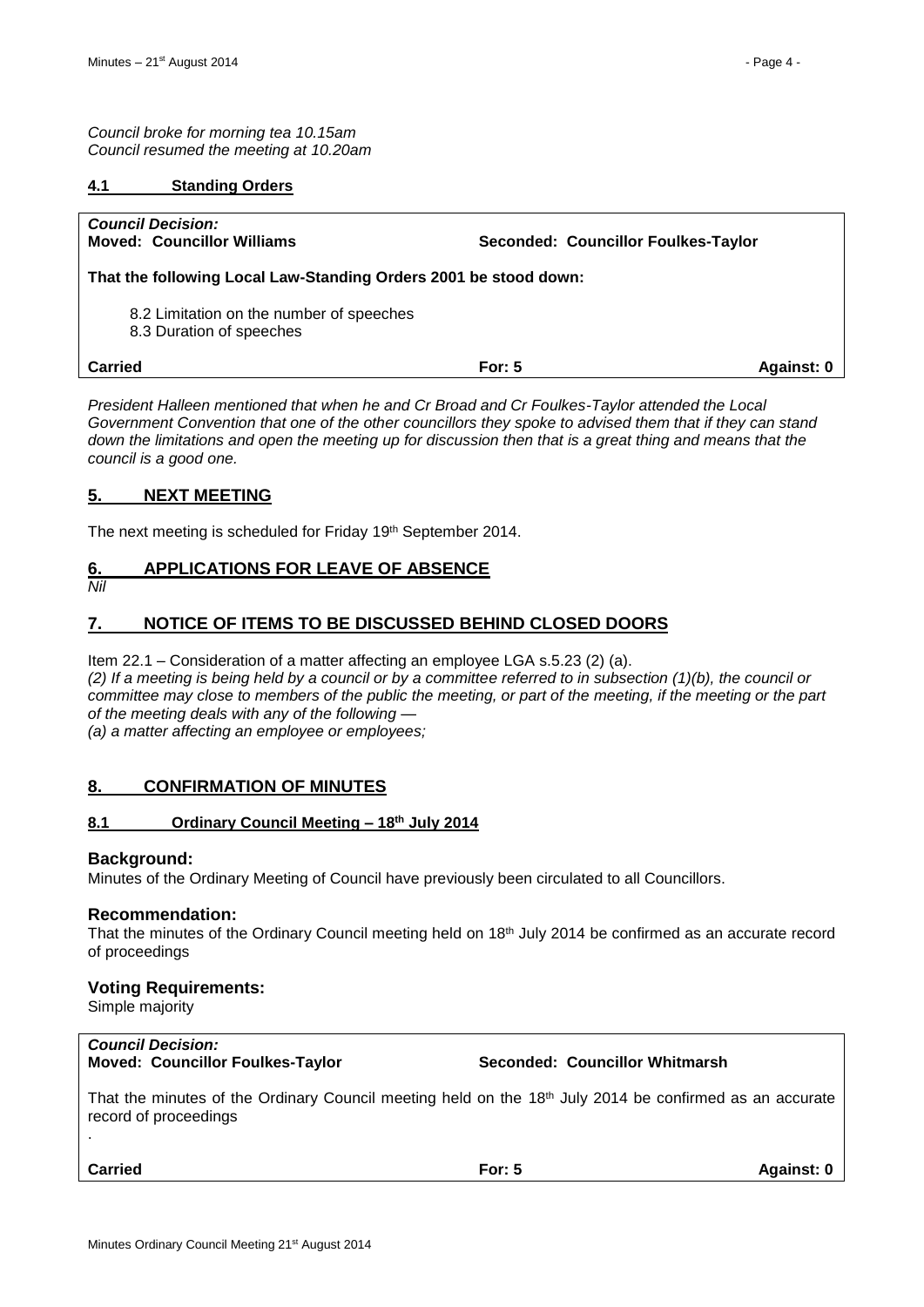*Council broke for morning tea 10.15am*
*Council resumed the meeting at 10.20am*

#### 4.1 Standing Orders

| *Council Decision:* **Moved: Councillor Williams** | **Seconded: Councillor Foulkes-Taylor** | |
|---|---|---|
| **That the following Local Law-Standing Orders 2001 be stood down:**<br><br>8.2 Limitation on the number of speeches<br>8.3 Duration of speeches | | |
| **Carried** | **For: 5** | **Against: 0** |

*President Halleen mentioned that when he and Cr Broad and Cr Foulkes-Taylor attended the Local Government Convention that one of the other councillors they spoke to advised them that if they can stand down the limitations and open the meeting up for discussion then that is a great thing and means that the council is a good one.*

## 5. NEXT MEETING

The next meeting is scheduled for Friday 19th September 2014.

## 6. APPLICATIONS FOR LEAVE OF ABSENCE

*Nil*

## 7. NOTICE OF ITEMS TO BE DISCUSSED BEHIND CLOSED DOORS

Item 22.1 – Consideration of a matter affecting an employee LGA s.5.23 (2) (a).
*(2) If a meeting is being held by a council or by a committee referred to in subsection (1)(b), the council or committee may close to members of the public the meeting, or part of the meeting, if the meeting or the part of the meeting deals with any of the following —*
*(a) a matter affecting an employee or employees;*

## 8. CONFIRMATION OF MINUTES

#### 8.1 Ordinary Council Meeting – 18th July 2014

### Background:

Minutes of the Ordinary Meeting of Council have previously been circulated to all Councillors.

### Recommendation:

That the minutes of the Ordinary Council meeting held on 18th July 2014 be confirmed as an accurate record of proceedings

### Voting Requirements:

Simple majority

| *Council Decision:* **Moved: Councillor Foulkes-Taylor** | **Seconded: Councillor Whitmarsh** | |
|---|---|---|
| That the minutes of the Ordinary Council meeting held on the 18th July 2014 be confirmed as an accurate record of proceedings<br>. | | |
| **Carried** | **For: 5** | **Against: 0** |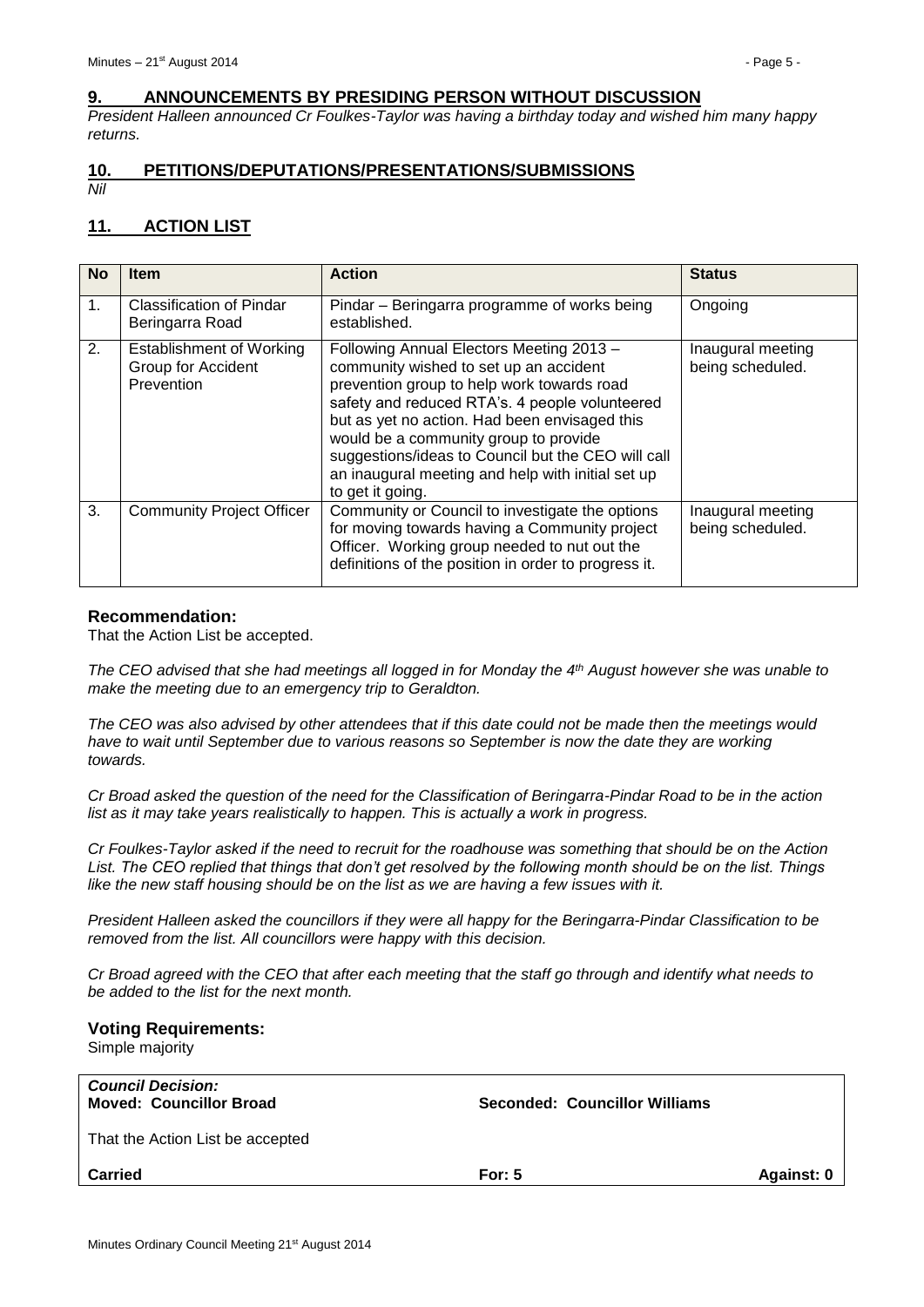## 9. ANNOUNCEMENTS BY PRESIDING PERSON WITHOUT DISCUSSION

*President Halleen announced Cr Foulkes-Taylor was having a birthday today and wished him many happy returns.*

## 10. PETITIONS/DEPUTATIONS/PRESENTATIONS/SUBMISSIONS

*Nil*

## 11. ACTION LIST

| No | Item | Action | Status |
|---|---|---|---|
| 1. | Classification of Pindar Beringarra Road | Pindar – Beringarra programme of works being established. | Ongoing |
| 2. | Establishment of Working Group for Accident Prevention | Following Annual Electors Meeting 2013 – community wished to set up an accident prevention group to help work towards road safety and reduced RTA's. 4 people volunteered but as yet no action. Had been envisaged this would be a community group to provide suggestions/ideas to Council but the CEO will call an inaugural meeting and help with initial set up to get it going. | Inaugural meeting being scheduled. |
| 3. | Community Project Officer | Community or Council to investigate the options for moving towards having a Community project Officer. Working group needed to nut out the definitions of the position in order to progress it. | Inaugural meeting being scheduled. |

### Recommendation:

That the Action List be accepted.

*The CEO advised that she had meetings all logged in for Monday the 4th August however she was unable to make the meeting due to an emergency trip to Geraldton.*

*The CEO was also advised by other attendees that if this date could not be made then the meetings would have to wait until September due to various reasons so September is now the date they are working towards.*

*Cr Broad asked the question of the need for the Classification of Beringarra-Pindar Road to be in the action list as it may take years realistically to happen. This is actually a work in progress.*

*Cr Foulkes-Taylor asked if the need to recruit for the roadhouse was something that should be on the Action List. The CEO replied that things that don't get resolved by the following month should be on the list. Things like the new staff housing should be on the list as we are having a few issues with it.*

*President Halleen asked the councillors if they were all happy for the Beringarra-Pindar Classification to be removed from the list. All councillors were happy with this decision.*

*Cr Broad agreed with the CEO that after each meeting that the staff go through and identify what needs to be added to the list for the next month.*

### Voting Requirements:

Simple majority

| ***Council Decision:*** **Moved: Councillor Broad** | **Seconded: Councillor Williams** | |
|---|---|---|
| That the Action List be accepted | | |
| **Carried** | **For: 5** | **Against: 0** |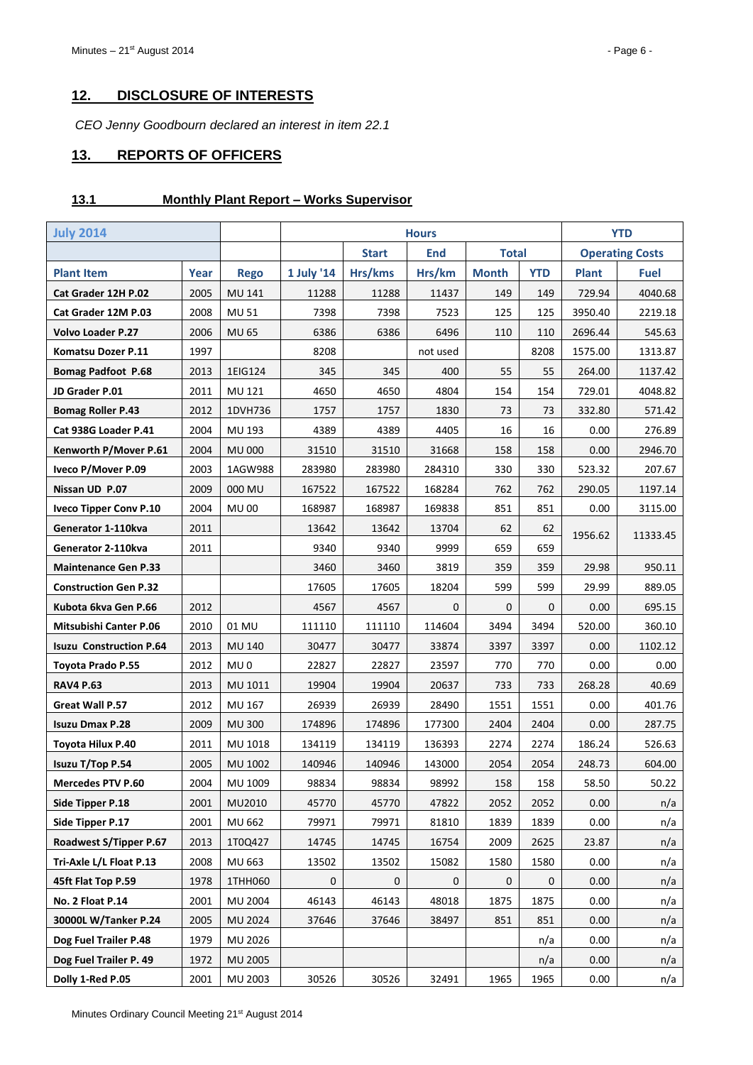## 12. DISCLOSURE OF INTERESTS

*CEO Jenny Goodbourn declared an interest in item 22.1*

## 13. REPORTS OF OFFICERS

### 13.1 Monthly Plant Report – Works Supervisor

| July 2014 | | | Hours | | | | | YTD | |
|---|---|---|---|---|---|---|---|---|---|
| | | | | Start | End | Total | | Operating Costs | |
| Plant Item | Year | Rego | 1 July '14 | Hrs/kms | Hrs/km | Month | YTD | Plant | Fuel |
| Cat Grader 12H P.02 | 2005 | MU 141 | 11288 | 11288 | 11437 | 149 | 149 | 729.94 | 4040.68 |
| Cat Grader 12M P.03 | 2008 | MU 51 | 7398 | 7398 | 7523 | 125 | 125 | 3950.40 | 2219.18 |
| Volvo Loader P.27 | 2006 | MU 65 | 6386 | 6386 | 6496 | 110 | 110 | 2696.44 | 545.63 |
| Komatsu Dozer P.11 | 1997 | | 8208 | | not used | | 8208 | 1575.00 | 1313.87 |
| Bomag Padfoot P.68 | 2013 | 1EIG124 | 345 | 345 | 400 | 55 | 55 | 264.00 | 1137.42 |
| JD Grader P.01 | 2011 | MU 121 | 4650 | 4650 | 4804 | 154 | 154 | 729.01 | 4048.82 |
| Bomag Roller P.43 | 2012 | 1DVH736 | 1757 | 1757 | 1830 | 73 | 73 | 332.80 | 571.42 |
| Cat 938G Loader P.41 | 2004 | MU 193 | 4389 | 4389 | 4405 | 16 | 16 | 0.00 | 276.89 |
| Kenworth P/Mover P.61 | 2004 | MU 000 | 31510 | 31510 | 31668 | 158 | 158 | 0.00 | 2946.70 |
| Iveco P/Mover P.09 | 2003 | 1AGW988 | 283980 | 283980 | 284310 | 330 | 330 | 523.32 | 207.67 |
| Nissan UD P.07 | 2009 | 000 MU | 167522 | 167522 | 168284 | 762 | 762 | 290.05 | 1197.14 |
| Iveco Tipper Conv P.10 | 2004 | MU 00 | 168987 | 168987 | 169838 | 851 | 851 | 0.00 | 3115.00 |
| Generator 1-110kva | 2011 | | 13642 | 13642 | 13704 | 62 | 62 | 1956.62 | 11333.45 |
| Generator 2-110kva | 2011 | | 9340 | 9340 | 9999 | 659 | 659 | | |
| Maintenance Gen P.33 | | | 3460 | 3460 | 3819 | 359 | 359 | 29.98 | 950.11 |
| Construction Gen P.32 | | | 17605 | 17605 | 18204 | 599 | 599 | 29.99 | 889.05 |
| Kubota 6kva Gen P.66 | 2012 | | 4567 | 4567 | 0 | 0 | 0 | 0.00 | 695.15 |
| Mitsubishi Canter P.06 | 2010 | 01 MU | 111110 | 111110 | 114604 | 3494 | 3494 | 520.00 | 360.10 |
| Isuzu Construction P.64 | 2013 | MU 140 | 30477 | 30477 | 33874 | 3397 | 3397 | 0.00 | 1102.12 |
| Toyota Prado P.55 | 2012 | MU 0 | 22827 | 22827 | 23597 | 770 | 770 | 0.00 | 0.00 |
| RAV4 P.63 | 2013 | MU 1011 | 19904 | 19904 | 20637 | 733 | 733 | 268.28 | 40.69 |
| Great Wall P.57 | 2012 | MU 167 | 26939 | 26939 | 28490 | 1551 | 1551 | 0.00 | 401.76 |
| Isuzu Dmax P.28 | 2009 | MU 300 | 174896 | 174896 | 177300 | 2404 | 2404 | 0.00 | 287.75 |
| Toyota Hilux P.40 | 2011 | MU 1018 | 134119 | 134119 | 136393 | 2274 | 2274 | 186.24 | 526.63 |
| Isuzu T/Top P.54 | 2005 | MU 1002 | 140946 | 140946 | 143000 | 2054 | 2054 | 248.73 | 604.00 |
| Mercedes PTV P.60 | 2004 | MU 1009 | 98834 | 98834 | 98992 | 158 | 158 | 58.50 | 50.22 |
| Side Tipper P.18 | 2001 | MU2010 | 45770 | 45770 | 47822 | 2052 | 2052 | 0.00 | n/a |
| Side Tipper P.17 | 2001 | MU 662 | 79971 | 79971 | 81810 | 1839 | 1839 | 0.00 | n/a |
| Roadwest S/Tipper P.67 | 2013 | 1T0Q427 | 14745 | 14745 | 16754 | 2009 | 2625 | 23.87 | n/a |
| Tri-Axle L/L Float P.13 | 2008 | MU 663 | 13502 | 13502 | 15082 | 1580 | 1580 | 0.00 | n/a |
| 45ft Flat Top P.59 | 1978 | 1THH060 | 0 | 0 | 0 | 0 | 0 | 0.00 | n/a |
| No. 2 Float P.14 | 2001 | MU 2004 | 46143 | 46143 | 48018 | 1875 | 1875 | 0.00 | n/a |
| 30000L W/Tanker P.24 | 2005 | MU 2024 | 37646 | 37646 | 38497 | 851 | 851 | 0.00 | n/a |
| Dog Fuel Trailer P.48 | 1979 | MU 2026 | | | | | n/a | 0.00 | n/a |
| Dog Fuel Trailer P. 49 | 1972 | MU 2005 | | | | | n/a | 0.00 | n/a |
| Dolly 1-Red P.05 | 2001 | MU 2003 | 30526 | 30526 | 32491 | 1965 | 1965 | 0.00 | n/a |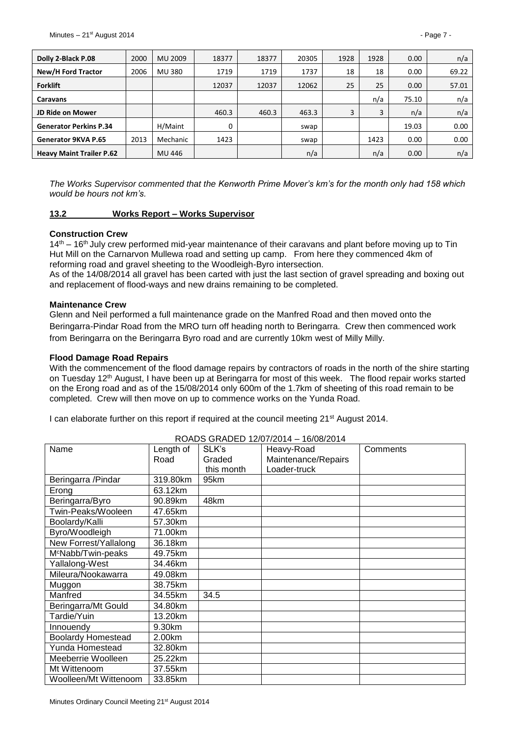| Dolly 2-Black P.08 | 2000 | MU 2009 | 18377 | 18377 | 20305 | 1928 | 1928 | 0.00 | n/a |
|---|---|---|---|---|---|---|---|---|---|
| New/H Ford Tractor | 2006 | MU 380 | 1719 | 1719 | 1737 | 18 | 18 | 0.00 | 69.22 |
| Forklift | | | 12037 | 12037 | 12062 | 25 | 25 | 0.00 | 57.01 |
| Caravans | | | | | | | n/a | 75.10 | n/a |
| JD Ride on Mower | | | 460.3 | 460.3 | 463.3 | 3 | 3 | n/a | n/a |
| Generator Perkins P.34 | | H/Maint | 0 | | swap | | | 19.03 | 0.00 |
| Generator 9KVA P.65 | 2013 | Mechanic | 1423 | | swap | | 1423 | 0.00 | 0.00 |
| Heavy Maint Trailer P.62 | | MU 446 | | | n/a | | n/a | 0.00 | n/a |

*The Works Supervisor commented that the Kenworth Prime Mover's km's for the month only had 158 which would be hours not km's.*

## 13.2 Works Report – Works Supervisor

**Construction Crew**

14th – 16th July crew performed mid-year maintenance of their caravans and plant before moving up to Tin Hut Mill on the Carnarvon Mullewa road and setting up camp. From here they commenced 4km of reforming road and gravel sheeting to the Woodleigh-Byro intersection.

As of the 14/08/2014 all gravel has been carted with just the last section of gravel spreading and boxing out and replacement of flood-ways and new drains remaining to be completed.

**Maintenance Crew**

Glenn and Neil performed a full maintenance grade on the Manfred Road and then moved onto the Beringarra-Pindar Road from the MRO turn off heading north to Beringarra. Crew then commenced work from Beringarra on the Beringarra Byro road and are currently 10km west of Milly Milly.

**Flood Damage Road Repairs**

With the commencement of the flood damage repairs by contractors of roads in the north of the shire starting on Tuesday 12th August, I have been up at Beringarra for most of this week. The flood repair works started on the Erong road and as of the 15/08/2014 only 600m of the 1.7km of sheeting of this road remain to be completed. Crew will then move on up to commence works on the Yunda Road.

I can elaborate further on this report if required at the council meeting 21st August 2014.

ROADS GRADED 12/07/2014 – 16/08/2014

| Name | Length of Road | SLK's Graded this month | Heavy-Road Maintenance/Repairs Loader-truck | Comments |
|---|---|---|---|---|
| Beringarra /Pindar | 319.80km | 95km | | |
| Erong | 63.12km | | | |
| Beringarra/Byro | 90.89km | 48km | | |
| Twin-Peaks/Wooleen | 47.65km | | | |
| Boolardy/Kalli | 57.30km | | | |
| Byro/Woodleigh | 71.00km | | | |
| New Forrest/Yallalong | 36.18km | | | |
| McNabb/Twin-peaks | 49.75km | | | |
| Yallalong-West | 34.46km | | | |
| Mileura/Nookawarra | 49.08km | | | |
| Muggon | 38.75km | | | |
| Manfred | 34.55km | 34.5 | | |
| Beringarra/Mt Gould | 34.80km | | | |
| Tardie/Yuin | 13.20km | | | |
| Innouendy | 9.30km | | | |
| Boolardy Homestead | 2.00km | | | |
| Yunda Homestead | 32.80km | | | |
| Meeberrie Woolleen | 25.22km | | | |
| Mt Wittenoom | 37.55km | | | |
| Woolleen/Mt Wittenoom | 33.85km | | | |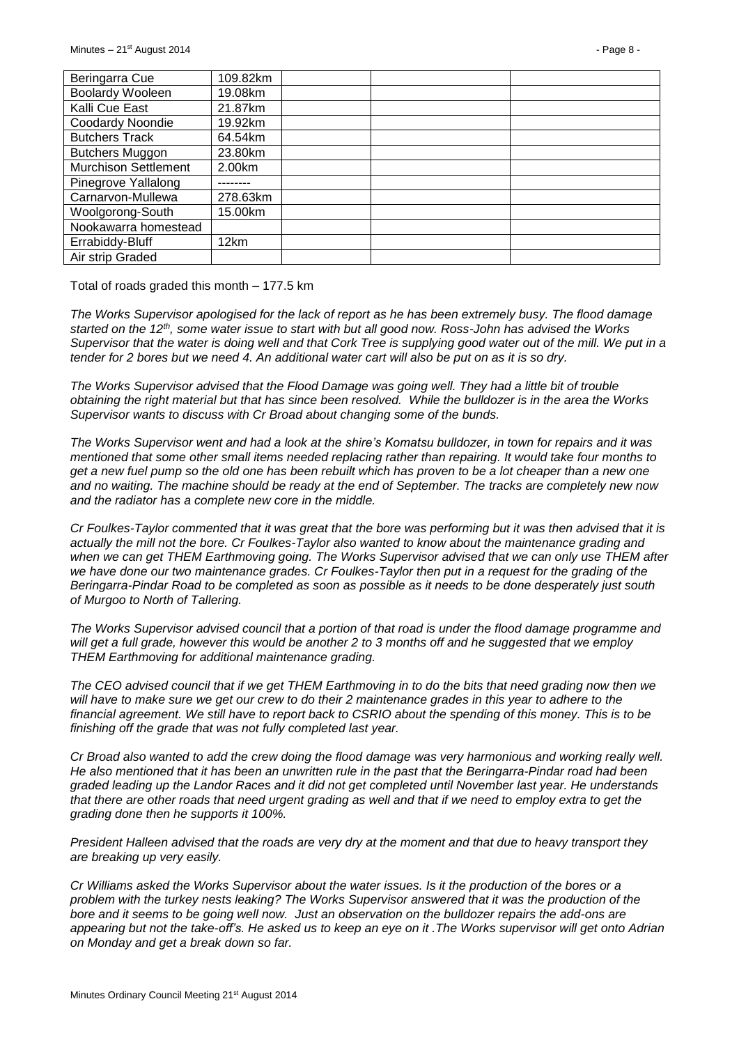| Beringarra Cue | 109.82km | | | |
|---|---|---|---|---|
| Boolardy Wooleen | 19.08km | | | |
| Kalli Cue East | 21.87km | | | |
| Coodardy Noondie | 19.92km | | | |
| Butchers Track | 64.54km | | | |
| Butchers Muggon | 23.80km | | | |
| Murchison Settlement | 2.00km | | | |
| Pinegrove Yallalong | -------- | | | |
| Carnarvon-Mullewa | 278.63km | | | |
| Woolgorong-South | 15.00km | | | |
| Nookawarra homestead | | | | |
| Errabiddy-Bluff | 12km | | | |
| Air strip Graded | | | | |

Total of roads graded this month – 177.5 km

*The Works Supervisor apologised for the lack of report as he has been extremely busy. The flood damage started on the 12th, some water issue to start with but all good now. Ross-John has advised the Works Supervisor that the water is doing well and that Cork Tree is supplying good water out of the mill. We put in a tender for 2 bores but we need 4. An additional water cart will also be put on as it is so dry.*

*The Works Supervisor advised that the Flood Damage was going well. They had a little bit of trouble obtaining the right material but that has since been resolved. While the bulldozer is in the area the Works Supervisor wants to discuss with Cr Broad about changing some of the bunds.*

*The Works Supervisor went and had a look at the shire's Komatsu bulldozer, in town for repairs and it was mentioned that some other small items needed replacing rather than repairing. It would take four months to get a new fuel pump so the old one has been rebuilt which has proven to be a lot cheaper than a new one and no waiting. The machine should be ready at the end of September. The tracks are completely new now and the radiator has a complete new core in the middle.*

*Cr Foulkes-Taylor commented that it was great that the bore was performing but it was then advised that it is actually the mill not the bore. Cr Foulkes-Taylor also wanted to know about the maintenance grading and when we can get THEM Earthmoving going. The Works Supervisor advised that we can only use THEM after we have done our two maintenance grades. Cr Foulkes-Taylor then put in a request for the grading of the Beringarra-Pindar Road to be completed as soon as possible as it needs to be done desperately just south of Murgoo to North of Tallering.*

*The Works Supervisor advised council that a portion of that road is under the flood damage programme and will get a full grade, however this would be another 2 to 3 months off and he suggested that we employ THEM Earthmoving for additional maintenance grading.*

*The CEO advised council that if we get THEM Earthmoving in to do the bits that need grading now then we will have to make sure we get our crew to do their 2 maintenance grades in this year to adhere to the financial agreement. We still have to report back to CSRIO about the spending of this money. This is to be finishing off the grade that was not fully completed last year.*

*Cr Broad also wanted to add the crew doing the flood damage was very harmonious and working really well. He also mentioned that it has been an unwritten rule in the past that the Beringarra-Pindar road had been graded leading up the Landor Races and it did not get completed until November last year. He understands that there are other roads that need urgent grading as well and that if we need to employ extra to get the grading done then he supports it 100%.*

*President Halleen advised that the roads are very dry at the moment and that due to heavy transport they are breaking up very easily.*

*Cr Williams asked the Works Supervisor about the water issues. Is it the production of the bores or a problem with the turkey nests leaking? The Works Supervisor answered that it was the production of the bore and it seems to be going well now. Just an observation on the bulldozer repairs the add-ons are appearing but not the take-off's. He asked us to keep an eye on it .The Works supervisor will get onto Adrian on Monday and get a break down so far.*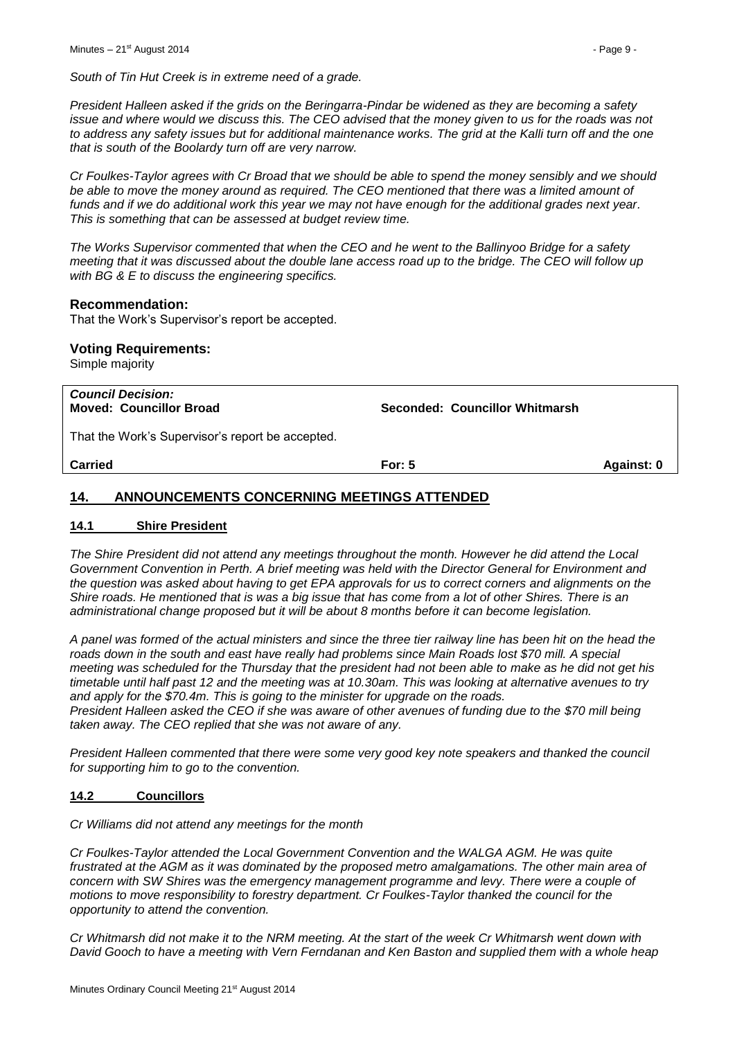*South of Tin Hut Creek is in extreme need of a grade.*

*President Halleen asked if the grids on the Beringarra-Pindar be widened as they are becoming a safety issue and where would we discuss this. The CEO advised that the money given to us for the roads was not to address any safety issues but for additional maintenance works. The grid at the Kalli turn off and the one that is south of the Boolardy turn off are very narrow.*

*Cr Foulkes-Taylor agrees with Cr Broad that we should be able to spend the money sensibly and we should be able to move the money around as required. The CEO mentioned that there was a limited amount of funds and if we do additional work this year we may not have enough for the additional grades next year. This is something that can be assessed at budget review time.*

*The Works Supervisor commented that when the CEO and he went to the Ballinyoo Bridge for a safety meeting that it was discussed about the double lane access road up to the bridge. The CEO will follow up with BG & E to discuss the engineering specifics.*

### Recommendation:

That the Work's Supervisor's report be accepted.

### Voting Requirements:

Simple majority

| *Council Decision:* **Moved: Councillor Broad** | **Seconded: Councillor Whitmarsh** | |
|---|---|---|
| That the Work's Supervisor's report be accepted. | | |
| **Carried** | **For: 5** | **Against: 0** |

## 14. ANNOUNCEMENTS CONCERNING MEETINGS ATTENDED

### 14.1 Shire President

*The Shire President did not attend any meetings throughout the month. However he did attend the Local Government Convention in Perth. A brief meeting was held with the Director General for Environment and the question was asked about having to get EPA approvals for us to correct corners and alignments on the Shire roads. He mentioned that is was a big issue that has come from a lot of other Shires. There is an administrational change proposed but it will be about 8 months before it can become legislation.*

*A panel was formed of the actual ministers and since the three tier railway line has been hit on the head the roads down in the south and east have really had problems since Main Roads lost $70 mill. A special meeting was scheduled for the Thursday that the president had not been able to make as he did not get his timetable until half past 12 and the meeting was at 10.30am. This was looking at alternative avenues to try and apply for the $70.4m. This is going to the minister for upgrade on the roads.*
*President Halleen asked the CEO if she was aware of other avenues of funding due to the $70 mill being taken away. The CEO replied that she was not aware of any.*

*President Halleen commented that there were some very good key note speakers and thanked the council for supporting him to go to the convention.*

### 14.2 Councillors

*Cr Williams did not attend any meetings for the month*

*Cr Foulkes-Taylor attended the Local Government Convention and the WALGA AGM. He was quite frustrated at the AGM as it was dominated by the proposed metro amalgamations. The other main area of concern with SW Shires was the emergency management programme and levy. There were a couple of motions to move responsibility to forestry department. Cr Foulkes-Taylor thanked the council for the opportunity to attend the convention.*

*Cr Whitmarsh did not make it to the NRM meeting. At the start of the week Cr Whitmarsh went down with David Gooch to have a meeting with Vern Ferndanan and Ken Baston and supplied them with a whole heap*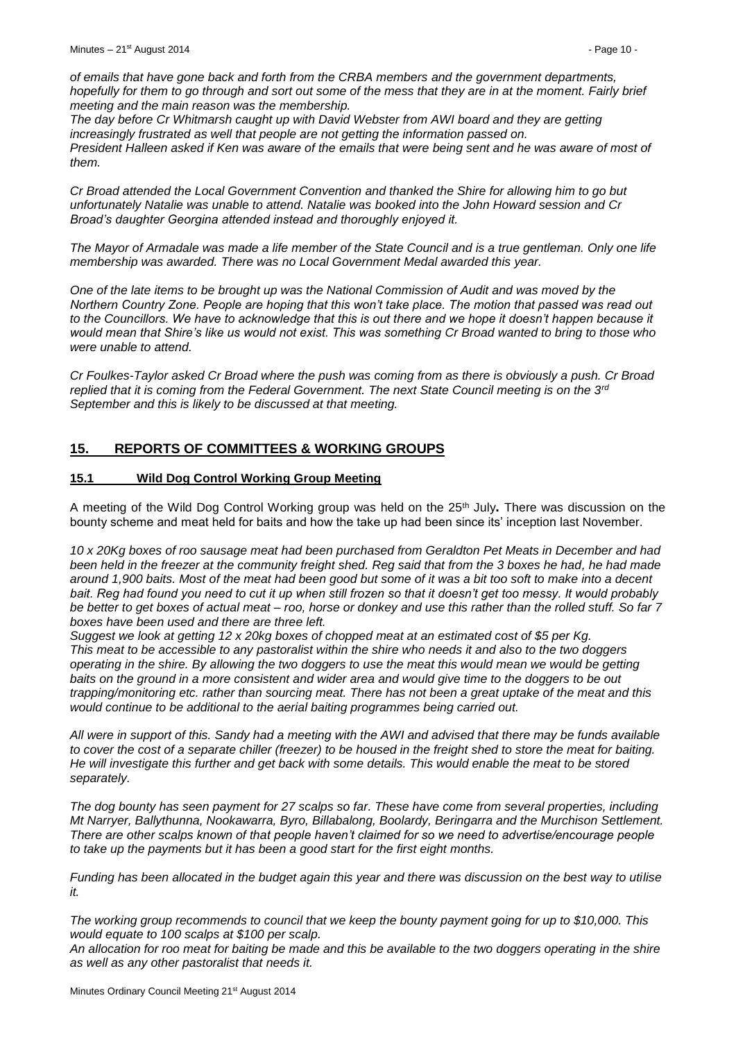*of emails that have gone back and forth from the CRBA members and the government departments, hopefully for them to go through and sort out some of the mess that they are in at the moment. Fairly brief meeting and the main reason was the membership.*

*The day before Cr Whitmarsh caught up with David Webster from AWI board and they are getting increasingly frustrated as well that people are not getting the information passed on.*

*President Halleen asked if Ken was aware of the emails that were being sent and he was aware of most of them.*

*Cr Broad attended the Local Government Convention and thanked the Shire for allowing him to go but unfortunately Natalie was unable to attend. Natalie was booked into the John Howard session and Cr Broad's daughter Georgina attended instead and thoroughly enjoyed it.*

*The Mayor of Armadale was made a life member of the State Council and is a true gentleman. Only one life membership was awarded. There was no Local Government Medal awarded this year.*

*One of the late items to be brought up was the National Commission of Audit and was moved by the Northern Country Zone. People are hoping that this won't take place. The motion that passed was read out to the Councillors. We have to acknowledge that this is out there and we hope it doesn't happen because it would mean that Shire's like us would not exist. This was something Cr Broad wanted to bring to those who were unable to attend.*

*Cr Foulkes-Taylor asked Cr Broad where the push was coming from as there is obviously a push. Cr Broad replied that it is coming from the Federal Government. The next State Council meeting is on the 3rd September and this is likely to be discussed at that meeting.*

## 15. REPORTS OF COMMITTEES & WORKING GROUPS

### 15.1 Wild Dog Control Working Group Meeting

A meeting of the Wild Dog Control Working group was held on the 25th July**.** There was discussion on the bounty scheme and meat held for baits and how the take up had been since its' inception last November.

*10 x 20Kg boxes of roo sausage meat had been purchased from Geraldton Pet Meats in December and had been held in the freezer at the community freight shed. Reg said that from the 3 boxes he had, he had made around 1,900 baits. Most of the meat had been good but some of it was a bit too soft to make into a decent bait. Reg had found you need to cut it up when still frozen so that it doesn't get too messy. It would probably be better to get boxes of actual meat – roo, horse or donkey and use this rather than the rolled stuff. So far 7 boxes have been used and there are three left.*

*Suggest we look at getting 12 x 20kg boxes of chopped meat at an estimated cost of $5 per Kg.*

*This meat to be accessible to any pastoralist within the shire who needs it and also to the two doggers operating in the shire. By allowing the two doggers to use the meat this would mean we would be getting baits on the ground in a more consistent and wider area and would give time to the doggers to be out trapping/monitoring etc. rather than sourcing meat. There has not been a great uptake of the meat and this would continue to be additional to the aerial baiting programmes being carried out.*

*All were in support of this. Sandy had a meeting with the AWI and advised that there may be funds available to cover the cost of a separate chiller (freezer) to be housed in the freight shed to store the meat for baiting. He will investigate this further and get back with some details. This would enable the meat to be stored separately.*

*The dog bounty has seen payment for 27 scalps so far. These have come from several properties, including Mt Narryer, Ballythunna, Nookawarra, Byro, Billabalong, Boolardy, Beringarra and the Murchison Settlement. There are other scalps known of that people haven't claimed for so we need to advertise/encourage people to take up the payments but it has been a good start for the first eight months.*

*Funding has been allocated in the budget again this year and there was discussion on the best way to utilise it.*

*The working group recommends to council that we keep the bounty payment going for up to $10,000. This would equate to 100 scalps at $100 per scalp.*

*An allocation for roo meat for baiting be made and this be available to the two doggers operating in the shire as well as any other pastoralist that needs it.*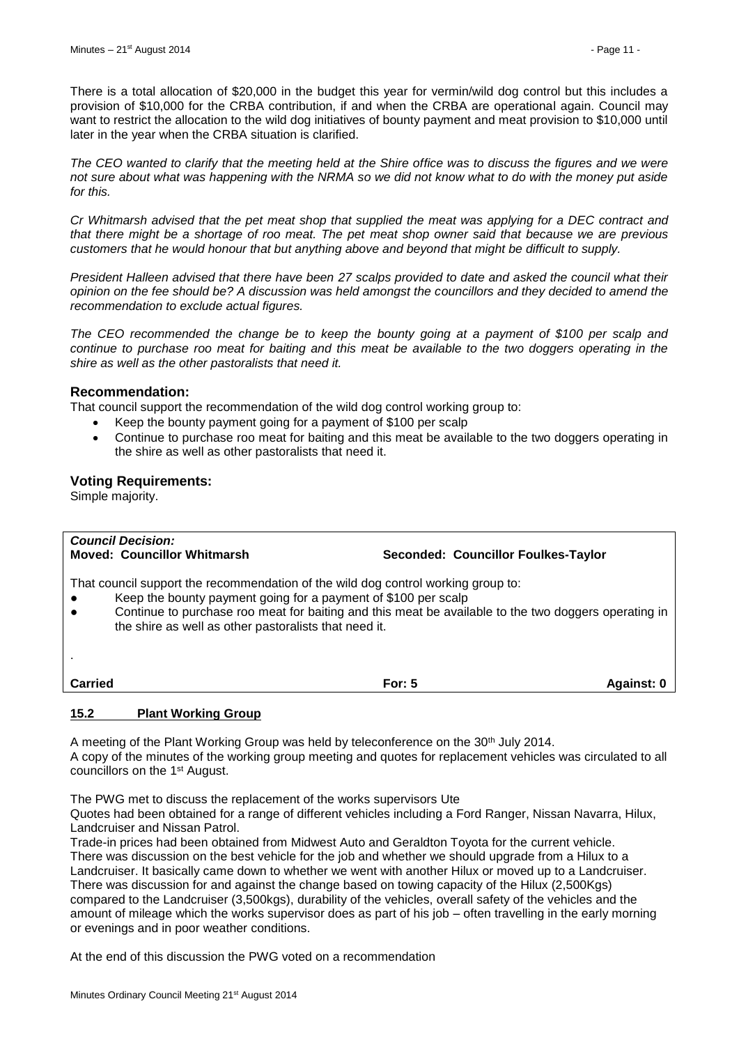There is a total allocation of $20,000 in the budget this year for vermin/wild dog control but this includes a provision of $10,000 for the CRBA contribution, if and when the CRBA are operational again. Council may want to restrict the allocation to the wild dog initiatives of bounty payment and meat provision to $10,000 until later in the year when the CRBA situation is clarified.

*The CEO wanted to clarify that the meeting held at the Shire office was to discuss the figures and we were not sure about what was happening with the NRMA so we did not know what to do with the money put aside for this.*

*Cr Whitmarsh advised that the pet meat shop that supplied the meat was applying for a DEC contract and that there might be a shortage of roo meat. The pet meat shop owner said that because we are previous customers that he would honour that but anything above and beyond that might be difficult to supply.*

*President Halleen advised that there have been 27 scalps provided to date and asked the council what their opinion on the fee should be? A discussion was held amongst the councillors and they decided to amend the recommendation to exclude actual figures.*

*The CEO recommended the change be to keep the bounty going at a payment of $100 per scalp and continue to purchase roo meat for baiting and this meat be available to the two doggers operating in the shire as well as the other pastoralists that need it.*

## Recommendation:

That council support the recommendation of the wild dog control working group to:

- Keep the bounty payment going for a payment of $100 per scalp
- Continue to purchase roo meat for baiting and this meat be available to the two doggers operating in the shire as well as other pastoralists that need it.

## Voting Requirements:

Simple majority.

***Council Decision:***

**Moved: Councillor Whitmarsh** **Seconded: Councillor Foulkes-Taylor**

That council support the recommendation of the wild dog control working group to:

- Keep the bounty payment going for a payment of $100 per scalp
- Continue to purchase roo meat for baiting and this meat be available to the two doggers operating in the shire as well as other pastoralists that need it.

.

| **Carried** | **For: 5** | **Against: 0** |
|---|---|---|

### 15.2 Plant Working Group

A meeting of the Plant Working Group was held by teleconference on the 30th July 2014.
A copy of the minutes of the working group meeting and quotes for replacement vehicles was circulated to all councillors on the 1st August.

The PWG met to discuss the replacement of the works supervisors Ute
Quotes had been obtained for a range of different vehicles including a Ford Ranger, Nissan Navarra, Hilux, Landcruiser and Nissan Patrol.
Trade-in prices had been obtained from Midwest Auto and Geraldton Toyota for the current vehicle.
There was discussion on the best vehicle for the job and whether we should upgrade from a Hilux to a Landcruiser. It basically came down to whether we went with another Hilux or moved up to a Landcruiser.
There was discussion for and against the change based on towing capacity of the Hilux (2,500Kgs) compared to the Landcruiser (3,500kgs), durability of the vehicles, overall safety of the vehicles and the amount of mileage which the works supervisor does as part of his job – often travelling in the early morning or evenings and in poor weather conditions.

At the end of this discussion the PWG voted on a recommendation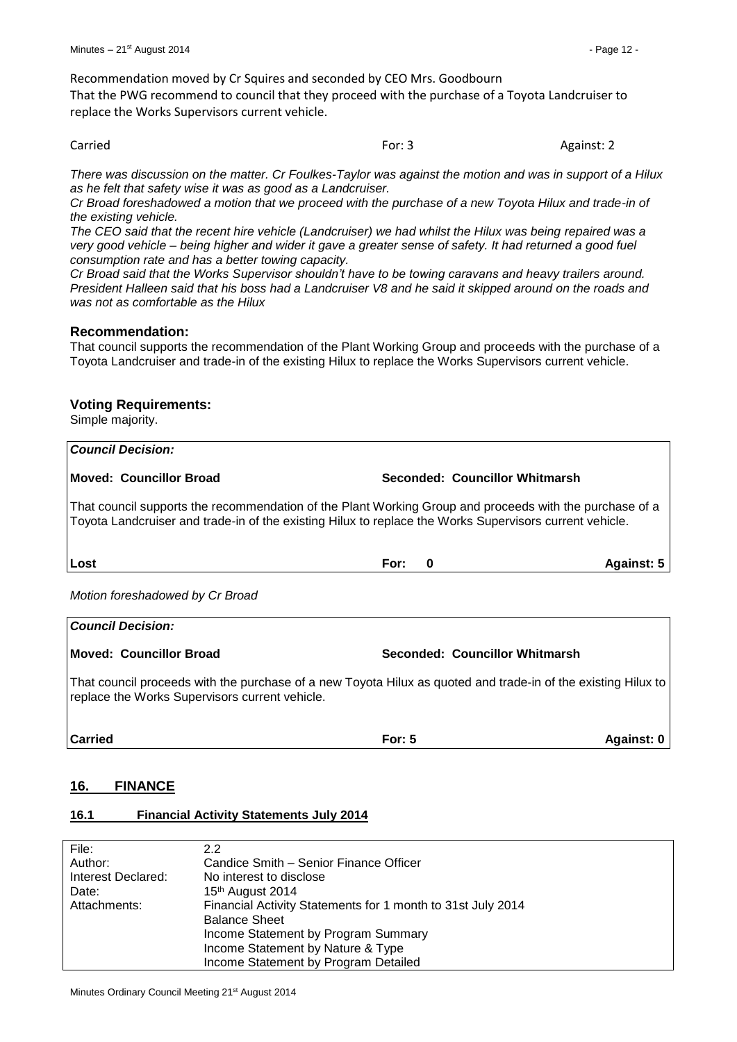Recommendation moved by Cr Squires and seconded by CEO Mrs. Goodbourn

That the PWG recommend to council that they proceed with the purchase of a Toyota Landcruiser to replace the Works Supervisors current vehicle.

Carried For: 3 Against: 2

*There was discussion on the matter. Cr Foulkes-Taylor was against the motion and was in support of a Hilux as he felt that safety wise it was as good as a Landcruiser.*

*Cr Broad foreshadowed a motion that we proceed with the purchase of a new Toyota Hilux and trade-in of the existing vehicle.*

*The CEO said that the recent hire vehicle (Landcruiser) we had whilst the Hilux was being repaired was a very good vehicle – being higher and wider it gave a greater sense of safety. It had returned a good fuel consumption rate and has a better towing capacity.*

*Cr Broad said that the Works Supervisor shouldn't have to be towing caravans and heavy trailers around. President Halleen said that his boss had a Landcruiser V8 and he said it skipped around on the roads and was not as comfortable as the Hilux*

### Recommendation:

That council supports the recommendation of the Plant Working Group and proceeds with the purchase of a Toyota Landcruiser and trade-in of the existing Hilux to replace the Works Supervisors current vehicle.

### Voting Requirements:

Simple majority.

| ***Council Decision:*** | | |
|---|---|---|
| **Moved: Councillor Broad** | **Seconded: Councillor Whitmarsh** | |
| That council supports the recommendation of the Plant Working Group and proceeds with the purchase of a Toyota Landcruiser and trade-in of the existing Hilux to replace the Works Supervisors current vehicle. | | |
| **Lost** | **For: 0** | **Against: 5** |

*Motion foreshadowed by Cr Broad*

| ***Council Decision:*** | | |
|---|---|---|
| **Moved: Councillor Broad** | **Seconded: Councillor Whitmarsh** | |
| That council proceeds with the purchase of a new Toyota Hilux as quoted and trade-in of the existing Hilux to replace the Works Supervisors current vehicle. | | |
| **Carried** | **For: 5** | **Against: 0** |

## 16. FINANCE

### 16.1 Financial Activity Statements July 2014

| | |
|---|---|
| File: | 2.2 |
| Author: | Candice Smith – Senior Finance Officer |
| Interest Declared: | No interest to disclose |
| Date: | 15th August 2014 |
| Attachments: | Financial Activity Statements for 1 month to 31st July 2014<br>Balance Sheet<br>Income Statement by Program Summary<br>Income Statement by Nature & Type<br>Income Statement by Program Detailed |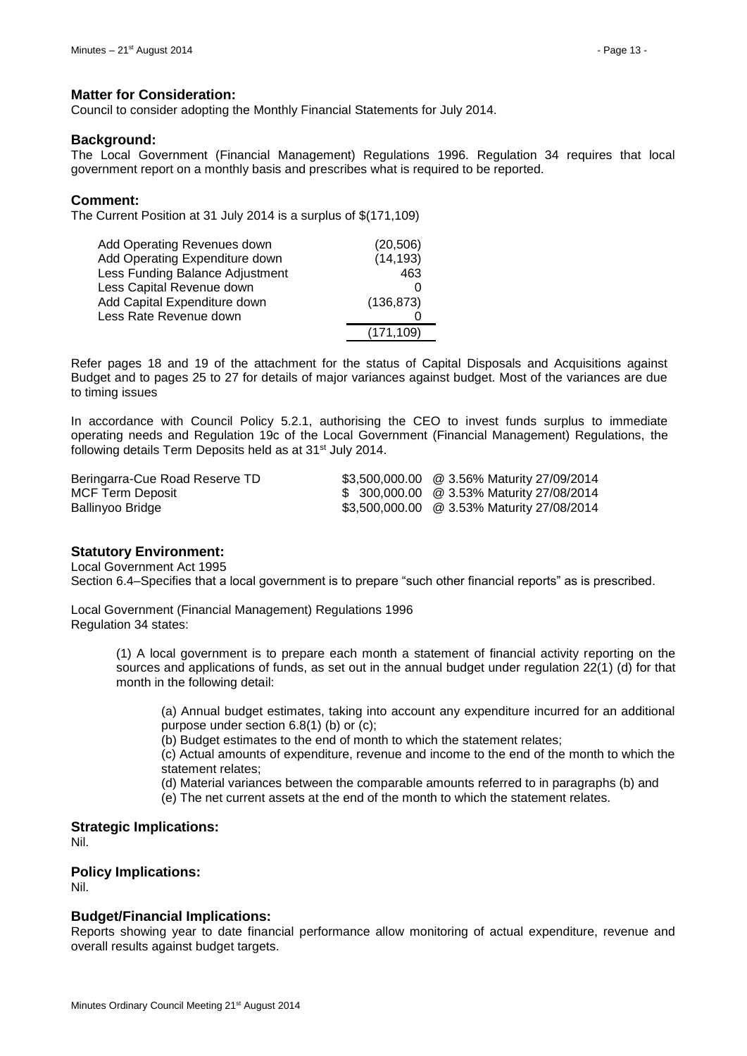## Matter for Consideration:

Council to consider adopting the Monthly Financial Statements for July 2014.

## Background:

The Local Government (Financial Management) Regulations 1996. Regulation 34 requires that local government report on a monthly basis and prescribes what is required to be reported.

## Comment:

The Current Position at 31 July 2014 is a surplus of $(171,109)

| | |
|---|---|
| Add Operating Revenues down | (20,506) |
| Add Operating Expenditure down | (14,193) |
| Less Funding Balance Adjustment | 463 |
| Less Capital Revenue down | 0 |
| Add Capital Expenditure down | (136,873) |
| Less Rate Revenue down | 0 |
| | (171,109) |

Refer pages 18 and 19 of the attachment for the status of Capital Disposals and Acquisitions against Budget and to pages 25 to 27 for details of major variances against budget. Most of the variances are due to timing issues

In accordance with Council Policy 5.2.1, authorising the CEO to invest funds surplus to immediate operating needs and Regulation 19c of the Local Government (Financial Management) Regulations, the following details Term Deposits held as at 31st July 2014.

| | | |
|---|---|---|
| Beringarra-Cue Road Reserve TD | $3,500,000.00 | @ 3.56% Maturity 27/09/2014 |
| MCF Term Deposit | $ 300,000.00 | @ 3.53% Maturity 27/08/2014 |
| Ballinyoo Bridge | $3,500,000.00 | @ 3.53% Maturity 27/08/2014 |

## Statutory Environment:

Local Government Act 1995
Section 6.4–Specifies that a local government is to prepare "such other financial reports" as is prescribed.

Local Government (Financial Management) Regulations 1996
Regulation 34 states:

> (1) A local government is to prepare each month a statement of financial activity reporting on the sources and applications of funds, as set out in the annual budget under regulation 22(1) (d) for that month in the following detail:
>
> > (a) Annual budget estimates, taking into account any expenditure incurred for an additional purpose under section 6.8(1) (b) or (c);
> > (b) Budget estimates to the end of month to which the statement relates;
> > (c) Actual amounts of expenditure, revenue and income to the end of the month to which the statement relates;
> > (d) Material variances between the comparable amounts referred to in paragraphs (b) and
> > (e) The net current assets at the end of the month to which the statement relates.

## Strategic Implications:

Nil.

## Policy Implications:

Nil.

## Budget/Financial Implications:

Reports showing year to date financial performance allow monitoring of actual expenditure, revenue and overall results against budget targets.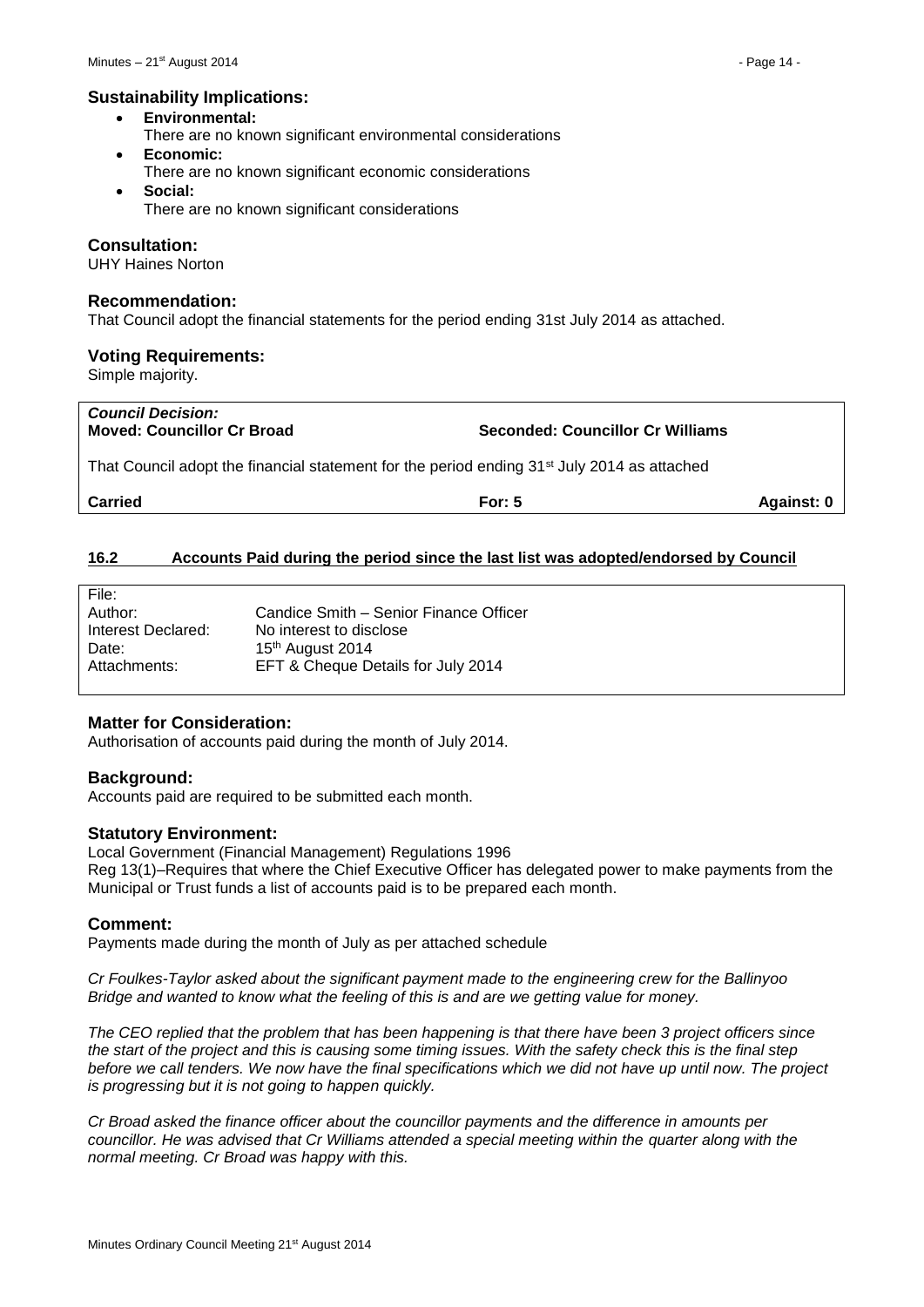## Sustainability Implications:

- **Environmental:**
  There are no known significant environmental considerations
- **Economic:**
  There are no known significant economic considerations
- **Social:**
  There are no known significant considerations

## Consultation:

UHY Haines Norton

## Recommendation:

That Council adopt the financial statements for the period ending 31st July 2014 as attached.

## Voting Requirements:

Simple majority.

| ***Council Decision:*** **Moved: Councillor Cr Broad** | **Seconded: Councillor Cr Williams** | |
|---|---|---|
| That Council adopt the financial statement for the period ending 31st July 2014 as attached | | |
| **Carried** | **For: 5** | **Against: 0** |

## 16.2 Accounts Paid during the period since the last list was adopted/endorsed by Council

| | |
|---|---|
| File: | |
| Author: | Candice Smith – Senior Finance Officer |
| Interest Declared: | No interest to disclose |
| Date: | 15th August 2014 |
| Attachments: | EFT & Cheque Details for July 2014 |

## Matter for Consideration:

Authorisation of accounts paid during the month of July 2014.

## Background:

Accounts paid are required to be submitted each month.

## Statutory Environment:

Local Government (Financial Management) Regulations 1996
Reg 13(1)–Requires that where the Chief Executive Officer has delegated power to make payments from the Municipal or Trust funds a list of accounts paid is to be prepared each month.

## Comment:

Payments made during the month of July as per attached schedule

*Cr Foulkes-Taylor asked about the significant payment made to the engineering crew for the Ballinyoo Bridge and wanted to know what the feeling of this is and are we getting value for money.*

*The CEO replied that the problem that has been happening is that there have been 3 project officers since the start of the project and this is causing some timing issues. With the safety check this is the final step before we call tenders. We now have the final specifications which we did not have up until now. The project is progressing but it is not going to happen quickly.*

*Cr Broad asked the finance officer about the councillor payments and the difference in amounts per councillor. He was advised that Cr Williams attended a special meeting within the quarter along with the normal meeting. Cr Broad was happy with this.*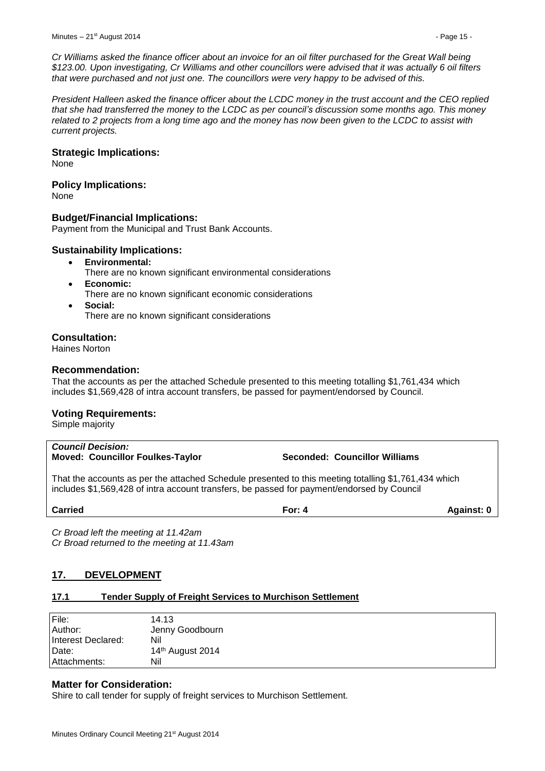*Cr Williams asked the finance officer about an invoice for an oil filter purchased for the Great Wall being $123.00. Upon investigating, Cr Williams and other councillors were advised that it was actually 6 oil filters that were purchased and not just one. The councillors were very happy to be advised of this.*

*President Halleen asked the finance officer about the LCDC money in the trust account and the CEO replied that she had transferred the money to the LCDC as per council's discussion some months ago. This money related to 2 projects from a long time ago and the money has now been given to the LCDC to assist with current projects.*

### Strategic Implications:
None

### Policy Implications:
None

### Budget/Financial Implications:
Payment from the Municipal and Trust Bank Accounts.

### Sustainability Implications:
- **Environmental:**
  There are no known significant environmental considerations
- **Economic:**
  There are no known significant economic considerations
- **Social:**
  There are no known significant considerations

### Consultation:
Haines Norton

### Recommendation:
That the accounts as per the attached Schedule presented to this meeting totalling $1,761,434 which includes $1,569,428 of intra account transfers, be passed for payment/endorsed by Council.

### Voting Requirements:
Simple majority

***Council Decision:***
**Moved: Councillor Foulkes-Taylor** **Seconded: Councillor Williams**

That the accounts as per the attached Schedule presented to this meeting totalling $1,761,434 which includes $1,569,428 of intra account transfers, be passed for payment/endorsed by Council

**Carried** **For: 4** **Against: 0**

*Cr Broad left the meeting at 11.42am*
*Cr Broad returned to the meeting at 11.43am*

## 17. DEVELOPMENT

### 17.1 Tender Supply of Freight Services to Murchison Settlement

| | |
|---|---|
| File: | 14.13 |
| Author: | Jenny Goodbourn |
| Interest Declared: | Nil |
| Date: | 14th August 2014 |
| Attachments: | Nil |

### Matter for Consideration:
Shire to call tender for supply of freight services to Murchison Settlement.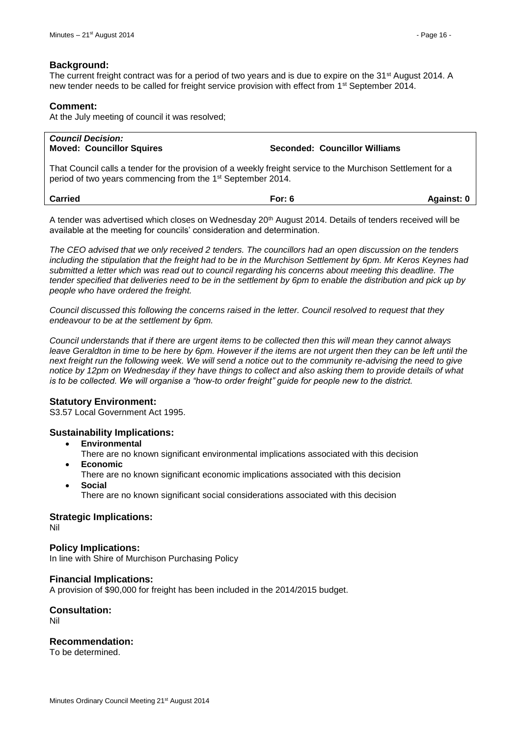### Background:

The current freight contract was for a period of two years and is due to expire on the 31st August 2014. A new tender needs to be called for freight service provision with effect from 1st September 2014.

### Comment:

At the July meeting of council it was resolved;

| ***Council Decision:*** | | |
|---|---|---|
| **Moved: Councillor Squires** | **Seconded: Councillor Williams** | |
| That Council calls a tender for the provision of a weekly freight service to the Murchison Settlement for a period of two years commencing from the 1st September 2014. | | |
| **Carried** | **For: 6** | **Against: 0** |

A tender was advertised which closes on Wednesday 20th August 2014. Details of tenders received will be available at the meeting for councils' consideration and determination.

*The CEO advised that we only received 2 tenders. The councillors had an open discussion on the tenders including the stipulation that the freight had to be in the Murchison Settlement by 6pm. Mr Keros Keynes had submitted a letter which was read out to council regarding his concerns about meeting this deadline. The tender specified that deliveries need to be in the settlement by 6pm to enable the distribution and pick up by people who have ordered the freight.*

*Council discussed this following the concerns raised in the letter. Council resolved to request that they endeavour to be at the settlement by 6pm.*

*Council understands that if there are urgent items to be collected then this will mean they cannot always leave Geraldton in time to be here by 6pm. However if the items are not urgent then they can be left until the next freight run the following week. We will send a notice out to the community re-advising the need to give notice by 12pm on Wednesday if they have things to collect and also asking them to provide details of what is to be collected. We will organise a "how-to order freight" guide for people new to the district.*

### Statutory Environment:

S3.57 Local Government Act 1995.

### Sustainability Implications:

- **Environmental**
  There are no known significant environmental implications associated with this decision
- **Economic**
  There are no known significant economic implications associated with this decision
- **Social**
  There are no known significant social considerations associated with this decision

### Strategic Implications:

Nil

### Policy Implications:

In line with Shire of Murchison Purchasing Policy

### Financial Implications:

A provision of $90,000 for freight has been included in the 2014/2015 budget.

### Consultation:

Nil

### Recommendation:

To be determined.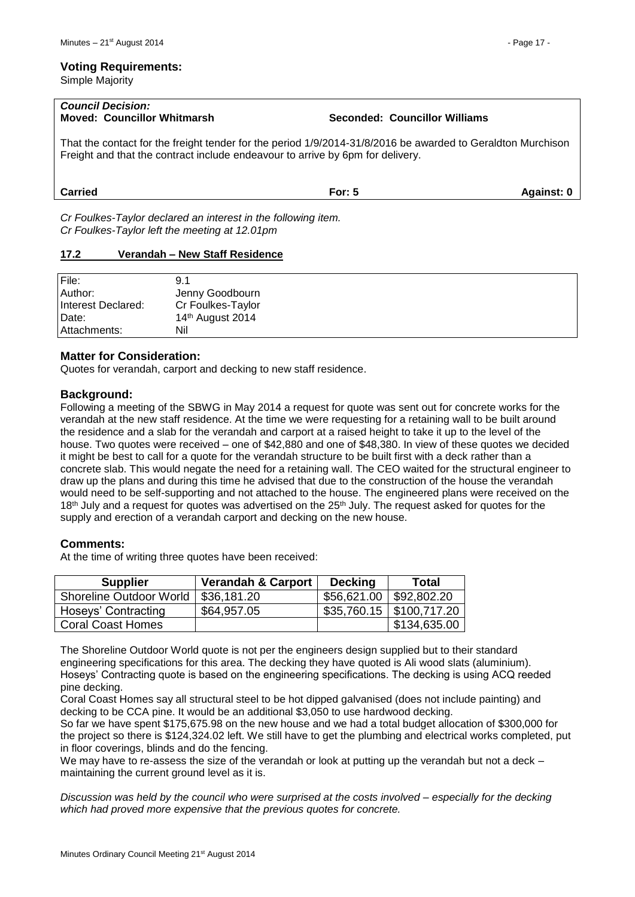**Voting Requirements:**
Simple Majority

| ***Council Decision:*** **Moved: Councillor Whitmarsh** | **Seconded: Councillor Williams** | |
|---|---|---|
| That the contact for the freight tender for the period 1/9/2014-31/8/2016 be awarded to Geraldton Murchison Freight and that the contract include endeavour to arrive by 6pm for delivery. | | |
| **Carried** | **For: 5** | **Against: 0** |

*Cr Foulkes-Taylor declared an interest in the following item.*
*Cr Foulkes-Taylor left the meeting at 12.01pm*

## 17.2 Verandah – New Staff Residence

| | |
|---|---|
| File: | 9.1 |
| Author: | Jenny Goodbourn |
| Interest Declared: | Cr Foulkes-Taylor |
| Date: | 14th August 2014 |
| Attachments: | Nil |

### Matter for Consideration:

Quotes for verandah, carport and decking to new staff residence.

### Background:

Following a meeting of the SBWG in May 2014 a request for quote was sent out for concrete works for the verandah at the new staff residence. At the time we were requesting for a retaining wall to be built around the residence and a slab for the verandah and carport at a raised height to take it up to the level of the house. Two quotes were received – one of $42,880 and one of $48,380. In view of these quotes we decided it might be best to call for a quote for the verandah structure to be built first with a deck rather than a concrete slab. This would negate the need for a retaining wall. The CEO waited for the structural engineer to draw up the plans and during this time he advised that due to the construction of the house the verandah would need to be self-supporting and not attached to the house. The engineered plans were received on the 18th July and a request for quotes was advertised on the 25th July. The request asked for quotes for the supply and erection of a verandah carport and decking on the new house.

### Comments:

At the time of writing three quotes have been received:

| Supplier | Verandah & Carport | Decking | Total |
|---|---|---|---|
| Shoreline Outdoor World | $36,181.20 | $56,621.00 | $92,802.20 |
| Hoseys' Contracting | $64,957.05 | $35,760.15 | $100,717.20 |
| Coral Coast Homes | | | $134,635.00 |

The Shoreline Outdoor World quote is not per the engineers design supplied but to their standard engineering specifications for this area. The decking they have quoted is Ali wood slats (aluminium). Hoseys' Contracting quote is based on the engineering specifications. The decking is using ACQ reeded pine decking.

Coral Coast Homes say all structural steel to be hot dipped galvanised (does not include painting) and decking to be CCA pine. It would be an additional $3,050 to use hardwood decking.

So far we have spent $175,675.98 on the new house and we had a total budget allocation of $300,000 for the project so there is $124,324.02 left. We still have to get the plumbing and electrical works completed, put in floor coverings, blinds and do the fencing.

We may have to re-assess the size of the verandah or look at putting up the verandah but not a deck – maintaining the current ground level as it is.

*Discussion was held by the council who were surprised at the costs involved – especially for the decking which had proved more expensive that the previous quotes for concrete.*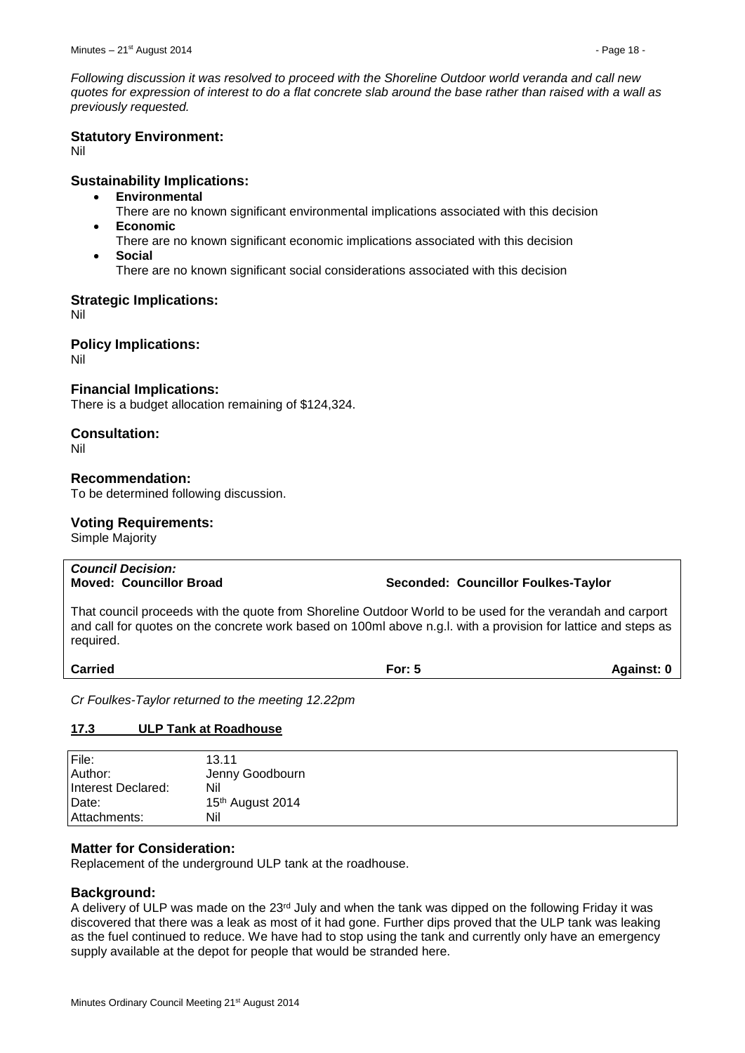*Following discussion it was resolved to proceed with the Shoreline Outdoor world veranda and call new quotes for expression of interest to do a flat concrete slab around the base rather than raised with a wall as previously requested.*

### Statutory Environment:
Nil

### Sustainability Implications:
- **Environmental**
  There are no known significant environmental implications associated with this decision
- **Economic**
  There are no known significant economic implications associated with this decision
- **Social**
  There are no known significant social considerations associated with this decision

### Strategic Implications:
Nil

### Policy Implications:
Nil

### Financial Implications:
There is a budget allocation remaining of $124,324.

### Consultation:
Nil

### Recommendation:
To be determined following discussion.

### Voting Requirements:
Simple Majority

***Council Decision:***
**Moved: Councillor Broad** **Seconded: Councillor Foulkes-Taylor**

That council proceeds with the quote from Shoreline Outdoor World to be used for the verandah and carport and call for quotes on the concrete work based on 100ml above n.g.l. with a provision for lattice and steps as required.

**Carried** **For: 5** **Against: 0**

*Cr Foulkes-Taylor returned to the meeting 12.22pm*

## 17.3 ULP Tank at Roadhouse

| | |
|---|---|
| File: | 13.11 |
| Author: | Jenny Goodbourn |
| Interest Declared: | Nil |
| Date: | 15th August 2014 |
| Attachments: | Nil |

### Matter for Consideration:
Replacement of the underground ULP tank at the roadhouse.

### Background:
A delivery of ULP was made on the 23rd July and when the tank was dipped on the following Friday it was discovered that there was a leak as most of it had gone. Further dips proved that the ULP tank was leaking as the fuel continued to reduce. We have had to stop using the tank and currently only have an emergency supply available at the depot for people that would be stranded here.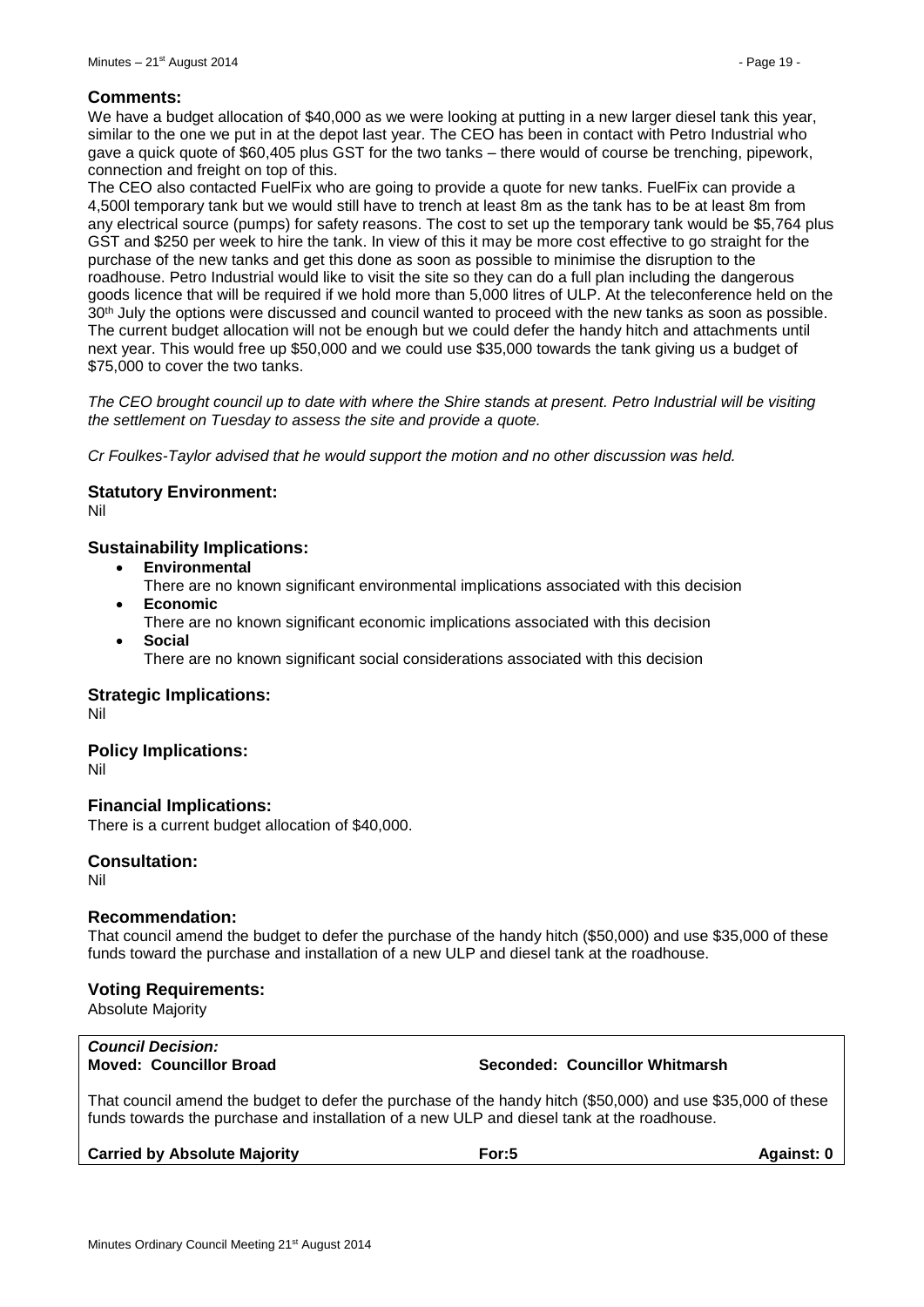## Comments:

We have a budget allocation of $40,000 as we were looking at putting in a new larger diesel tank this year, similar to the one we put in at the depot last year. The CEO has been in contact with Petro Industrial who gave a quick quote of $60,405 plus GST for the two tanks – there would of course be trenching, pipework, connection and freight on top of this.

The CEO also contacted FuelFix who are going to provide a quote for new tanks. FuelFix can provide a 4,500l temporary tank but we would still have to trench at least 8m as the tank has to be at least 8m from any electrical source (pumps) for safety reasons. The cost to set up the temporary tank would be $5,764 plus GST and $250 per week to hire the tank. In view of this it may be more cost effective to go straight for the purchase of the new tanks and get this done as soon as possible to minimise the disruption to the roadhouse. Petro Industrial would like to visit the site so they can do a full plan including the dangerous goods licence that will be required if we hold more than 5,000 litres of ULP. At the teleconference held on the 30th July the options were discussed and council wanted to proceed with the new tanks as soon as possible. The current budget allocation will not be enough but we could defer the handy hitch and attachments until next year. This would free up $50,000 and we could use $35,000 towards the tank giving us a budget of $75,000 to cover the two tanks.

*The CEO brought council up to date with where the Shire stands at present. Petro Industrial will be visiting the settlement on Tuesday to assess the site and provide a quote.*

*Cr Foulkes-Taylor advised that he would support the motion and no other discussion was held.*

## Statutory Environment:

Nil

## Sustainability Implications:

- **Environmental**
  There are no known significant environmental implications associated with this decision
- **Economic**
  There are no known significant economic implications associated with this decision
- **Social**
  There are no known significant social considerations associated with this decision

## Strategic Implications:

Nil

## Policy Implications:

Nil

## Financial Implications:

There is a current budget allocation of $40,000.

## Consultation:

Nil

## Recommendation:

That council amend the budget to defer the purchase of the handy hitch ($50,000) and use $35,000 of these funds toward the purchase and installation of a new ULP and diesel tank at the roadhouse.

## Voting Requirements:

Absolute Majority

***Council Decision:***

**Moved: Councillor Broad** **Seconded: Councillor Whitmarsh**

That council amend the budget to defer the purchase of the handy hitch ($50,000) and use $35,000 of these funds towards the purchase and installation of a new ULP and diesel tank at the roadhouse.

**Carried by Absolute Majority** **For:5** **Against: 0**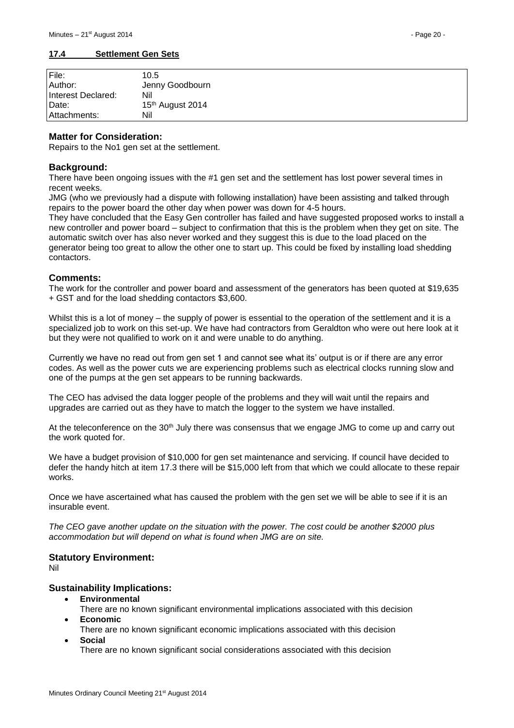## 17.4 Settlement Gen Sets

| | |
|---|---|
| File: | 10.5 |
| Author: | Jenny Goodbourn |
| Interest Declared: | Nil |
| Date: | 15th August 2014 |
| Attachments: | Nil |

### Matter for Consideration:

Repairs to the No1 gen set at the settlement.

### Background:

There have been ongoing issues with the #1 gen set and the settlement has lost power several times in recent weeks.

JMG (who we previously had a dispute with following installation) have been assisting and talked through repairs to the power board the other day when power was down for 4-5 hours.

They have concluded that the Easy Gen controller has failed and have suggested proposed works to install a new controller and power board – subject to confirmation that this is the problem when they get on site. The automatic switch over has also never worked and they suggest this is due to the load placed on the generator being too great to allow the other one to start up. This could be fixed by installing load shedding contactors.

### Comments:

The work for the controller and power board and assessment of the generators has been quoted at $19,635 + GST and for the load shedding contactors $3,600.

Whilst this is a lot of money – the supply of power is essential to the operation of the settlement and it is a specialized job to work on this set-up. We have had contractors from Geraldton who were out here look at it but they were not qualified to work on it and were unable to do anything.

Currently we have no read out from gen set 1 and cannot see what its' output is or if there are any error codes. As well as the power cuts we are experiencing problems such as electrical clocks running slow and one of the pumps at the gen set appears to be running backwards.

The CEO has advised the data logger people of the problems and they will wait until the repairs and upgrades are carried out as they have to match the logger to the system we have installed.

At the teleconference on the 30th July there was consensus that we engage JMG to come up and carry out the work quoted for.

We have a budget provision of $10,000 for gen set maintenance and servicing. If council have decided to defer the handy hitch at item 17.3 there will be $15,000 left from that which we could allocate to these repair works.

Once we have ascertained what has caused the problem with the gen set we will be able to see if it is an insurable event.

*The CEO gave another update on the situation with the power. The cost could be another $2000 plus accommodation but will depend on what is found when JMG are on site.*

### Statutory Environment:

Nil

### Sustainability Implications:

- **Environmental**
  There are no known significant environmental implications associated with this decision
- **Economic**
  There are no known significant economic implications associated with this decision
- **Social**
  There are no known significant social considerations associated with this decision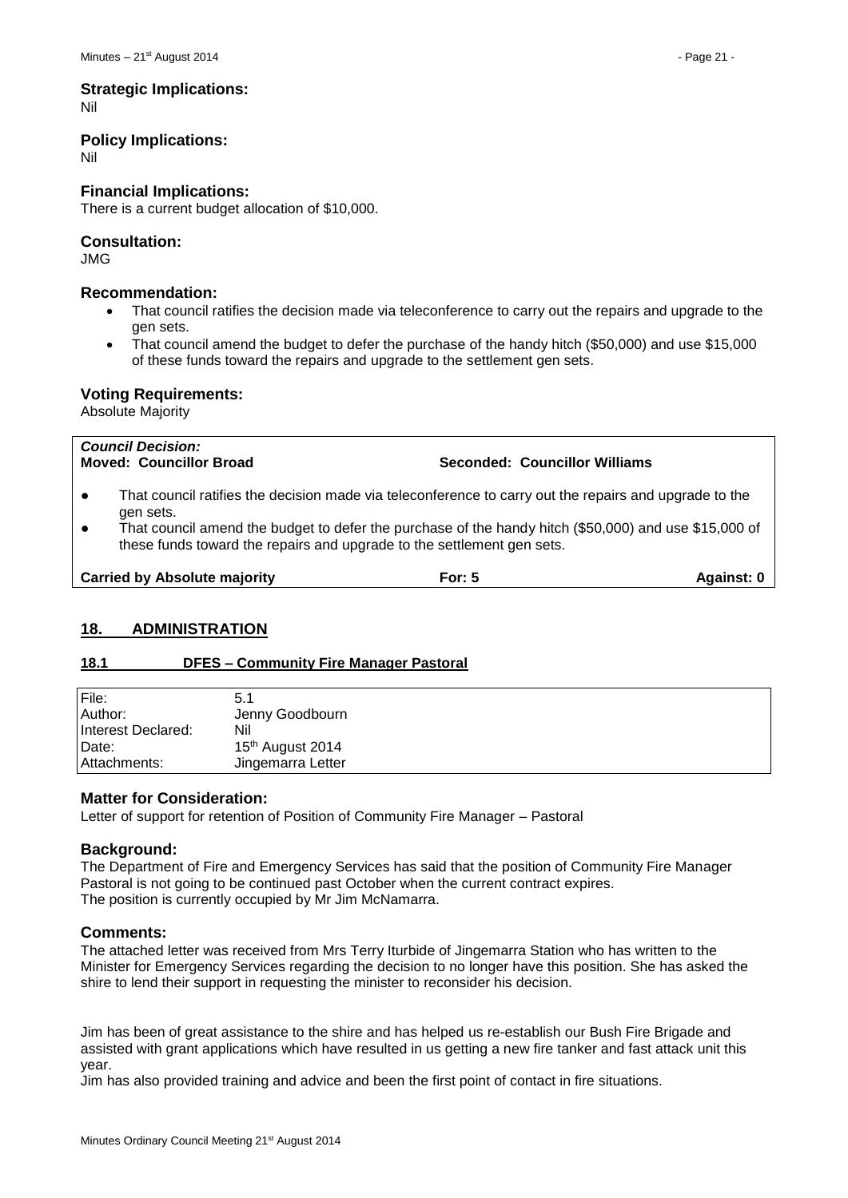**Strategic Implications:**
Nil

**Policy Implications:**
Nil

**Financial Implications:**
There is a current budget allocation of $10,000.

**Consultation:**
JMG

**Recommendation:**

- That council ratifies the decision made via teleconference to carry out the repairs and upgrade to the gen sets.
- That council amend the budget to defer the purchase of the handy hitch ($50,000) and use $15,000 of these funds toward the repairs and upgrade to the settlement gen sets.

**Voting Requirements:**
Absolute Majority

***Council Decision:***
**Moved: Councillor Broad** | **Seconded: Councillor Williams**

- That council ratifies the decision made via teleconference to carry out the repairs and upgrade to the gen sets.
- That council amend the budget to defer the purchase of the handy hitch ($50,000) and use $15,000 of these funds toward the repairs and upgrade to the settlement gen sets.

**Carried by Absolute majority** | **For: 5** | **Against: 0**

## 18. ADMINISTRATION

### 18.1 DFES – Community Fire Manager Pastoral

| | |
|---|---|
| File: | 5.1 |
| Author: | Jenny Goodbourn |
| Interest Declared: | Nil |
| Date: | 15th August 2014 |
| Attachments: | Jingemarra Letter |

**Matter for Consideration:**
Letter of support for retention of Position of Community Fire Manager – Pastoral

**Background:**
The Department of Fire and Emergency Services has said that the position of Community Fire Manager Pastoral is not going to be continued past October when the current contract expires.
The position is currently occupied by Mr Jim McNamarra.

**Comments:**
The attached letter was received from Mrs Terry Iturbide of Jingemarra Station who has written to the Minister for Emergency Services regarding the decision to no longer have this position. She has asked the shire to lend their support in requesting the minister to reconsider his decision.

Jim has been of great assistance to the shire and has helped us re-establish our Bush Fire Brigade and assisted with grant applications which have resulted in us getting a new fire tanker and fast attack unit this year.
Jim has also provided training and advice and been the first point of contact in fire situations.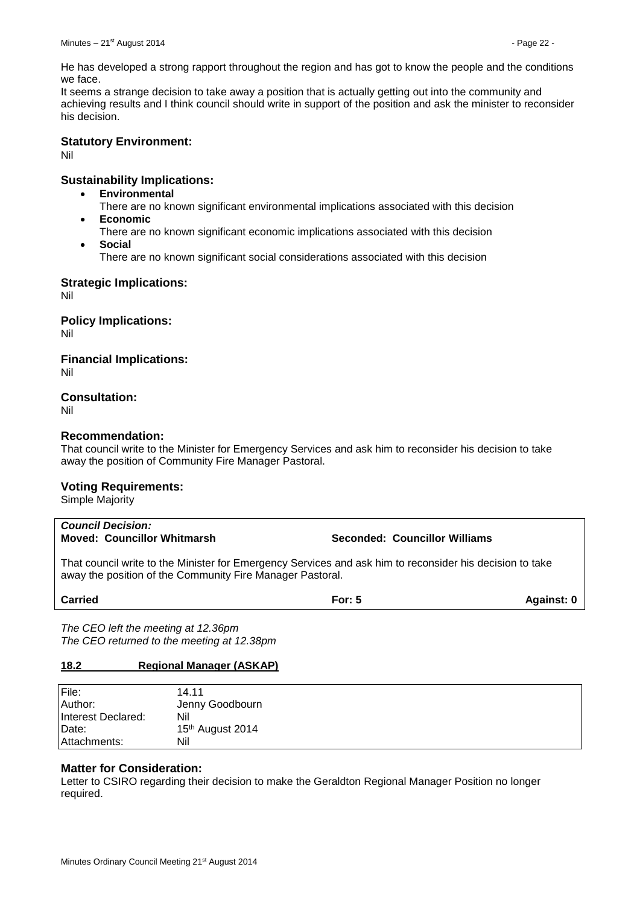He has developed a strong rapport throughout the region and has got to know the people and the conditions we face.
It seems a strange decision to take away a position that is actually getting out into the community and achieving results and I think council should write in support of the position and ask the minister to reconsider his decision.

### Statutory Environment:

Nil

### Sustainability Implications:

- **Environmental**
  There are no known significant environmental implications associated with this decision
- **Economic**
  There are no known significant economic implications associated with this decision
- **Social**
  There are no known significant social considerations associated with this decision

### Strategic Implications:

Nil

### Policy Implications:

Nil

### Financial Implications:

Nil

### Consultation:

Nil

### Recommendation:

That council write to the Minister for Emergency Services and ask him to reconsider his decision to take away the position of Community Fire Manager Pastoral.

### Voting Requirements:

Simple Majority

***Council Decision:***
**Moved: Councillor Whitmarsh** **Seconded: Councillor Williams**

That council write to the Minister for Emergency Services and ask him to reconsider his decision to take away the position of the Community Fire Manager Pastoral.

**Carried** **For: 5** **Against: 0**

*The CEO left the meeting at 12.36pm*
*The CEO returned to the meeting at 12.38pm*

## 18.2 Regional Manager (ASKAP)

| | |
|---|---|
| File: | 14.11 |
| Author: | Jenny Goodbourn |
| Interest Declared: | Nil |
| Date: | 15th August 2014 |
| Attachments: | Nil |

### Matter for Consideration:

Letter to CSIRO regarding their decision to make the Geraldton Regional Manager Position no longer required.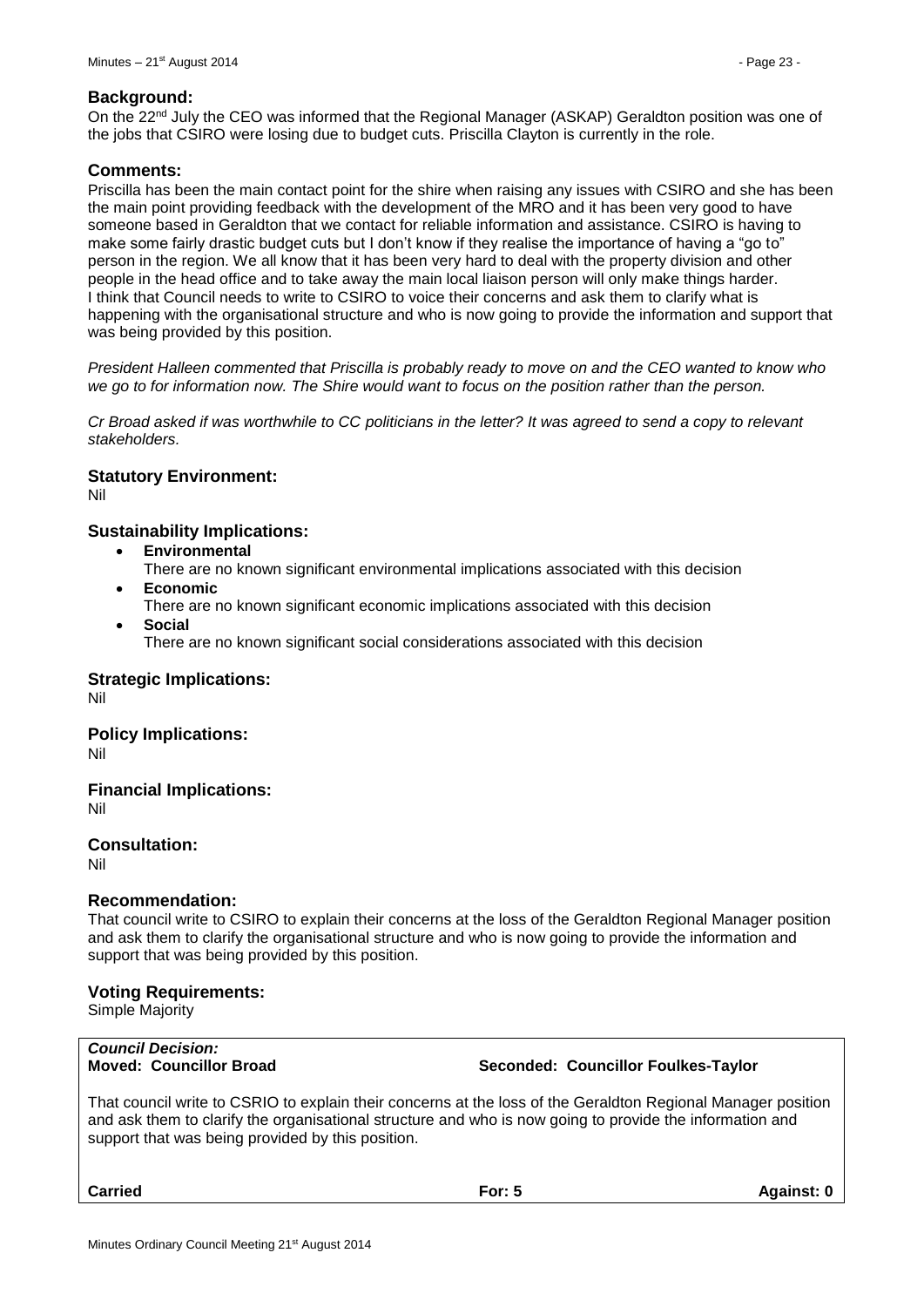### Background:

On the 22nd July the CEO was informed that the Regional Manager (ASKAP) Geraldton position was one of the jobs that CSIRO were losing due to budget cuts. Priscilla Clayton is currently in the role.

### Comments:

Priscilla has been the main contact point for the shire when raising any issues with CSIRO and she has been the main point providing feedback with the development of the MRO and it has been very good to have someone based in Geraldton that we contact for reliable information and assistance. CSIRO is having to make some fairly drastic budget cuts but I don't know if they realise the importance of having a "go to" person in the region. We all know that it has been very hard to deal with the property division and other people in the head office and to take away the main local liaison person will only make things harder.
I think that Council needs to write to CSIRO to voice their concerns and ask them to clarify what is happening with the organisational structure and who is now going to provide the information and support that was being provided by this position.

*President Halleen commented that Priscilla is probably ready to move on and the CEO wanted to know who we go to for information now. The Shire would want to focus on the position rather than the person.*

*Cr Broad asked if was worthwhile to CC politicians in the letter? It was agreed to send a copy to relevant stakeholders.*

### Statutory Environment:

Nil

### Sustainability Implications:

- **Environmental**
  There are no known significant environmental implications associated with this decision
- **Economic**
  There are no known significant economic implications associated with this decision
- **Social**
  There are no known significant social considerations associated with this decision

### Strategic Implications:

Nil

### Policy Implications:

Nil

### Financial Implications:

Nil

### Consultation:

Nil

### Recommendation:

That council write to CSIRO to explain their concerns at the loss of the Geraldton Regional Manager position and ask them to clarify the organisational structure and who is now going to provide the information and support that was being provided by this position.

### Voting Requirements:

Simple Majority

***Council Decision:***
**Moved: Councillor Broad** **Seconded: Councillor Foulkes-Taylor**

That council write to CSRIO to explain their concerns at the loss of the Geraldton Regional Manager position and ask them to clarify the organisational structure and who is now going to provide the information and support that was being provided by this position.

**Carried** **For: 5** **Against: 0**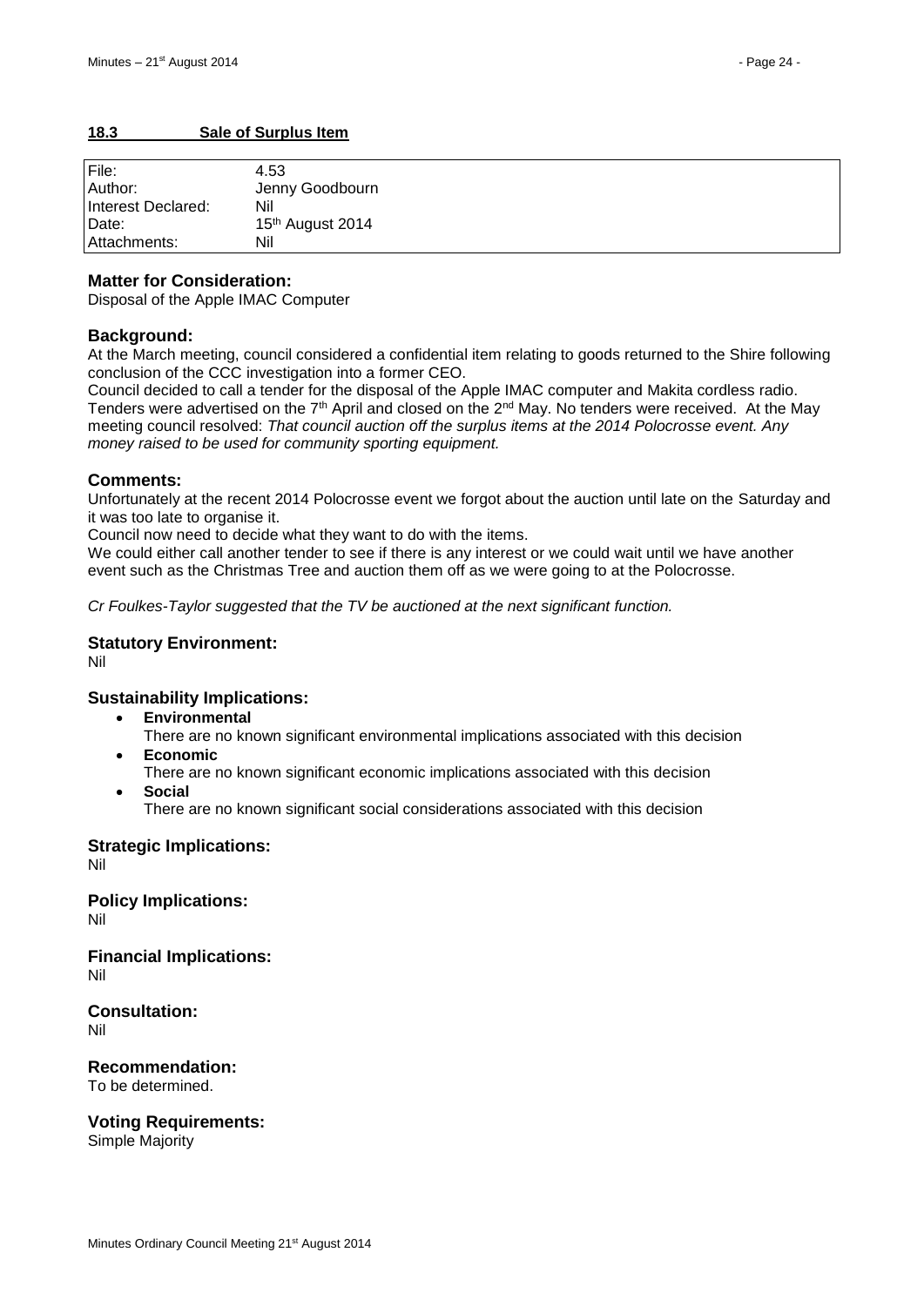### 18.3 Sale of Surplus Item

| | |
|---|---|
| File: | 4.53 |
| Author: | Jenny Goodbourn |
| Interest Declared: | Nil |
| Date: | 15th August 2014 |
| Attachments: | Nil |

**Matter for Consideration:**
Disposal of the Apple IMAC Computer

**Background:**
At the March meeting, council considered a confidential item relating to goods returned to the Shire following conclusion of the CCC investigation into a former CEO.
Council decided to call a tender for the disposal of the Apple IMAC computer and Makita cordless radio. Tenders were advertised on the 7th April and closed on the 2nd May. No tenders were received. At the May meeting council resolved: *That council auction off the surplus items at the 2014 Polocrosse event. Any money raised to be used for community sporting equipment.*

**Comments:**
Unfortunately at the recent 2014 Polocrosse event we forgot about the auction until late on the Saturday and it was too late to organise it.
Council now need to decide what they want to do with the items.
We could either call another tender to see if there is any interest or we could wait until we have another event such as the Christmas Tree and auction them off as we were going to at the Polocrosse.

*Cr Foulkes-Taylor suggested that the TV be auctioned at the next significant function.*

**Statutory Environment:**
Nil

**Sustainability Implications:**

- **Environmental**
  There are no known significant environmental implications associated with this decision
- **Economic**
  There are no known significant economic implications associated with this decision
- **Social**
  There are no known significant social considerations associated with this decision

**Strategic Implications:**
Nil

**Policy Implications:**
Nil

**Financial Implications:**
Nil

**Consultation:**
Nil

**Recommendation:**
To be determined.

**Voting Requirements:**
Simple Majority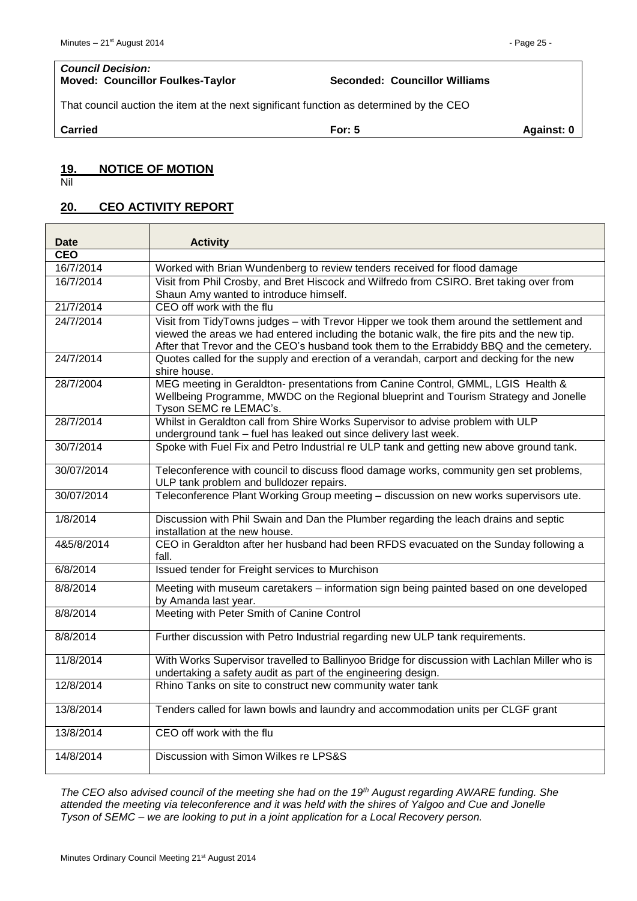*Council Decision:*
**Moved: Councillor Foulkes-Taylor** **Seconded: Councillor Williams**

That council auction the item at the next significant function as determined by the CEO

**Carried** **For: 5** **Against: 0**

## 19. NOTICE OF MOTION

Nil

## 20. CEO ACTIVITY REPORT

| Date | Activity |
|---|---|
| **CEO** | |
| 16/7/2014 | Worked with Brian Wundenberg to review tenders received for flood damage |
| 16/7/2014 | Visit from Phil Crosby, and Bret Hiscock and Wilfredo from CSIRO. Bret taking over from Shaun Amy wanted to introduce himself. |
| 21/7/2014 | CEO off work with the flu |
| 24/7/2014 | Visit from TidyTowns judges – with Trevor Hipper we took them around the settlement and viewed the areas we had entered including the botanic walk, the fire pits and the new tip. After that Trevor and the CEO's husband took them to the Errabiddy BBQ and the cemetery. |
| 24/7/2014 | Quotes called for the supply and erection of a verandah, carport and decking for the new shire house. |
| 28/7/2004 | MEG meeting in Geraldton- presentations from Canine Control, GMML, LGIS Health & Wellbeing Programme, MWDC on the Regional blueprint and Tourism Strategy and Jonelle Tyson SEMC re LEMAC's. |
| 28/7/2014 | Whilst in Geraldton call from Shire Works Supervisor to advise problem with ULP underground tank – fuel has leaked out since delivery last week. |
| 30/7/2014 | Spoke with Fuel Fix and Petro Industrial re ULP tank and getting new above ground tank. |
| 30/07/2014 | Teleconference with council to discuss flood damage works, community gen set problems, ULP tank problem and bulldozer repairs. |
| 30/07/2014 | Teleconference Plant Working Group meeting – discussion on new works supervisors ute. |
| 1/8/2014 | Discussion with Phil Swain and Dan the Plumber regarding the leach drains and septic installation at the new house. |
| 4&5/8/2014 | CEO in Geraldton after her husband had been RFDS evacuated on the Sunday following a fall. |
| 6/8/2014 | Issued tender for Freight services to Murchison |
| 8/8/2014 | Meeting with museum caretakers – information sign being painted based on one developed by Amanda last year. |
| 8/8/2014 | Meeting with Peter Smith of Canine Control |
| 8/8/2014 | Further discussion with Petro Industrial regarding new ULP tank requirements. |
| 11/8/2014 | With Works Supervisor travelled to Ballinyoo Bridge for discussion with Lachlan Miller who is undertaking a safety audit as part of the engineering design. |
| 12/8/2014 | Rhino Tanks on site to construct new community water tank |
| 13/8/2014 | Tenders called for lawn bowls and laundry and accommodation units per CLGF grant |
| 13/8/2014 | CEO off work with the flu |
| 14/8/2014 | Discussion with Simon Wilkes re LPS&S |

*The CEO also advised council of the meeting she had on the 19th August regarding AWARE funding. She attended the meeting via teleconference and it was held with the shires of Yalgoo and Cue and Jonelle Tyson of SEMC – we are looking to put in a joint application for a Local Recovery person.*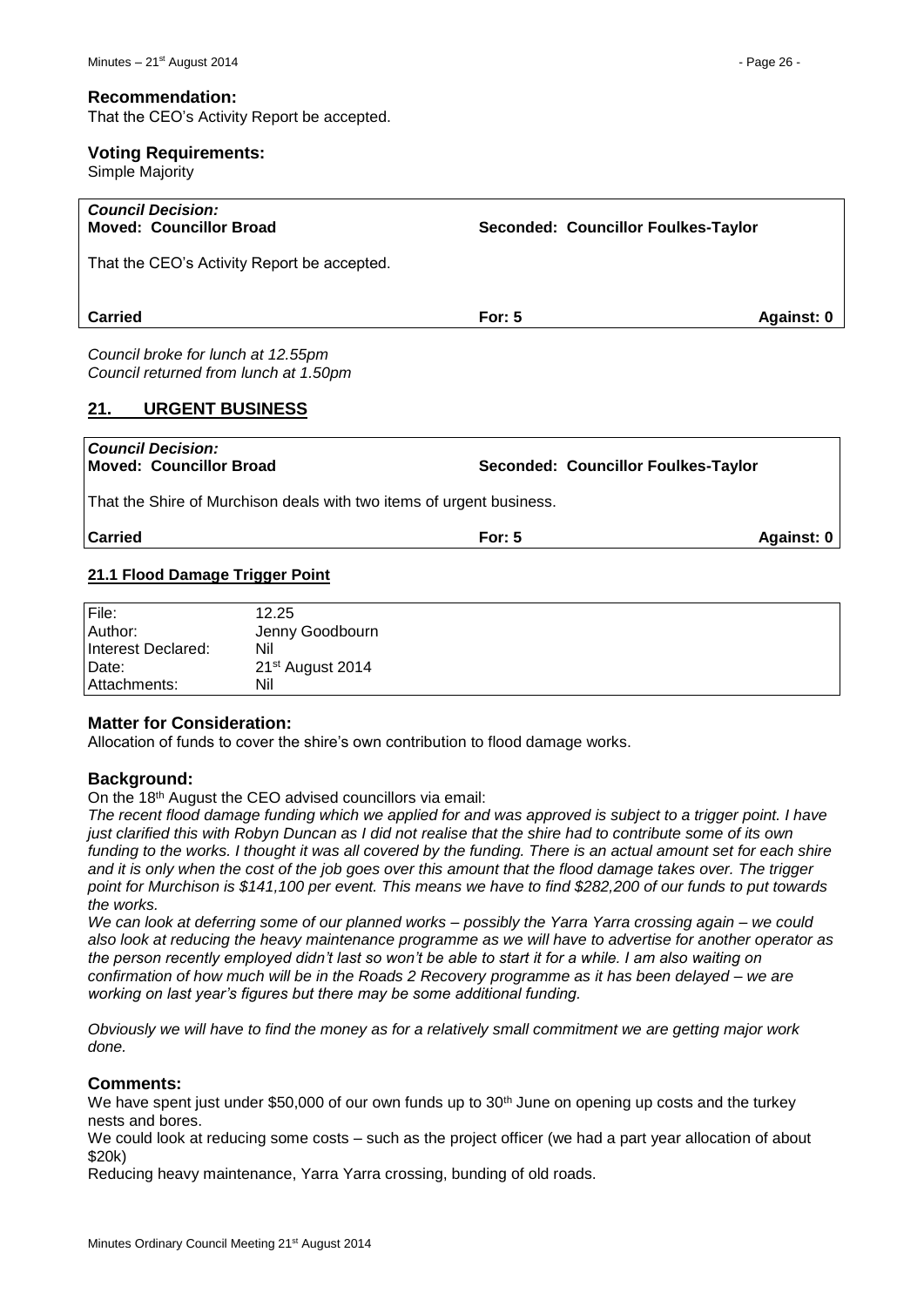### Recommendation:

That the CEO's Activity Report be accepted.

### Voting Requirements:

Simple Majority

| *Council Decision:* **Moved: Councillor Broad** | **Seconded: Councillor Foulkes-Taylor** | |
|---|---|---|
| That the CEO's Activity Report be accepted. | | |
| **Carried** | **For: 5** | **Against: 0** |

*Council broke for lunch at 12.55pm*
*Council returned from lunch at 1.50pm*

## 21. URGENT BUSINESS

| *Council Decision:* **Moved: Councillor Broad** | **Seconded: Councillor Foulkes-Taylor** | |
|---|---|---|
| That the Shire of Murchison deals with two items of urgent business. | | |
| **Carried** | **For: 5** | **Against: 0** |

### 21.1 Flood Damage Trigger Point

| | |
|---|---|
| File: | 12.25 |
| Author: | Jenny Goodbourn |
| Interest Declared: | Nil |
| Date: | 21st August 2014 |
| Attachments: | Nil |

### Matter for Consideration:

Allocation of funds to cover the shire's own contribution to flood damage works.

### Background:

On the 18th August the CEO advised councillors via email:

*The recent flood damage funding which we applied for and was approved is subject to a trigger point. I have just clarified this with Robyn Duncan as I did not realise that the shire had to contribute some of its own funding to the works. I thought it was all covered by the funding. There is an actual amount set for each shire and it is only when the cost of the job goes over this amount that the flood damage takes over. The trigger point for Murchison is $141,100 per event. This means we have to find $282,200 of our funds to put towards the works.*

*We can look at deferring some of our planned works – possibly the Yarra Yarra crossing again – we could also look at reducing the heavy maintenance programme as we will have to advertise for another operator as the person recently employed didn't last so won't be able to start it for a while. I am also waiting on confirmation of how much will be in the Roads 2 Recovery programme as it has been delayed – we are working on last year's figures but there may be some additional funding.*

*Obviously we will have to find the money as for a relatively small commitment we are getting major work done.*

### Comments:

We have spent just under $50,000 of our own funds up to 30th June on opening up costs and the turkey nests and bores.

We could look at reducing some costs – such as the project officer (we had a part year allocation of about $20k)

Reducing heavy maintenance, Yarra Yarra crossing, bunding of old roads.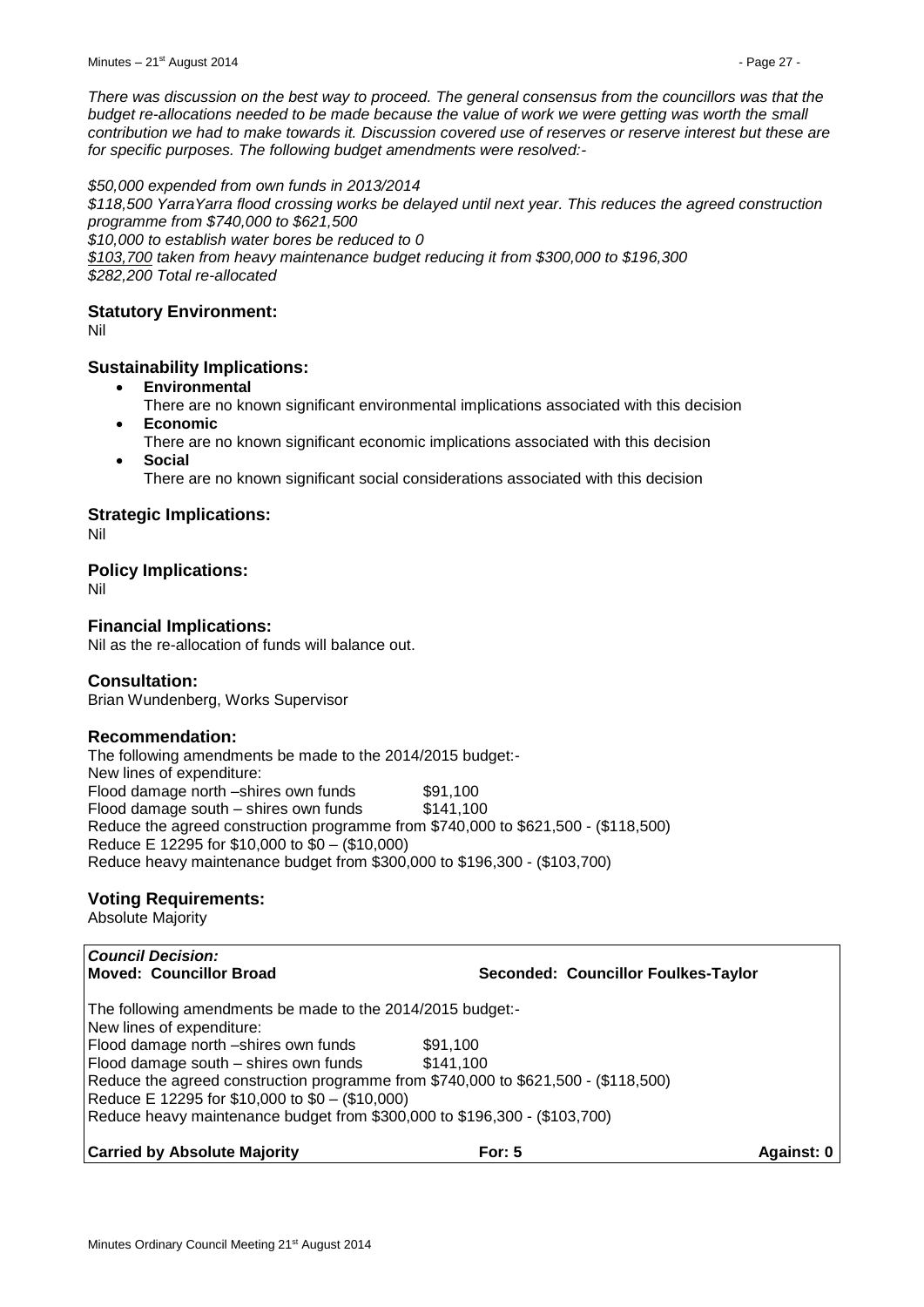*There was discussion on the best way to proceed. The general consensus from the councillors was that the budget re-allocations needed to be made because the value of work we were getting was worth the small contribution we had to make towards it. Discussion covered use of reserves or reserve interest but these are for specific purposes. The following budget amendments were resolved:-*

*$50,000 expended from own funds in 2013/2014*
*$118,500 YarraYarra flood crossing works be delayed until next year. This reduces the agreed construction programme from $740,000 to $621,500*
*$10,000 to establish water bores be reduced to 0*
*<u>$103,700</u> taken from heavy maintenance budget reducing it from $300,000 to $196,300*
*$282,200 Total re-allocated*

### Statutory Environment:

Nil

### Sustainability Implications:

- **Environmental**
  There are no known significant environmental implications associated with this decision
- **Economic**
  There are no known significant economic implications associated with this decision
- **Social**
  There are no known significant social considerations associated with this decision

### Strategic Implications:

Nil

### Policy Implications:

Nil

### Financial Implications:

Nil as the re-allocation of funds will balance out.

### Consultation:

Brian Wundenberg, Works Supervisor

### Recommendation:

The following amendments be made to the 2014/2015 budget:-
New lines of expenditure:
Flood damage north –shires own funds $91,100
Flood damage south – shires own funds $141,100
Reduce the agreed construction programme from $740,000 to $621,500 - ($118,500)
Reduce E 12295 for $10,000 to $0 – ($10,000)
Reduce heavy maintenance budget from $300,000 to $196,300 - ($103,700)

### Voting Requirements:

Absolute Majority

***Council Decision:***
**Moved: Councillor Broad** **Seconded: Councillor Foulkes-Taylor**

The following amendments be made to the 2014/2015 budget:-
New lines of expenditure:
Flood damage north –shires own funds $91,100
Flood damage south – shires own funds $141,100
Reduce the agreed construction programme from $740,000 to $621,500 - ($118,500)
Reduce E 12295 for $10,000 to $0 – ($10,000)
Reduce heavy maintenance budget from $300,000 to $196,300 - ($103,700)

**Carried by Absolute Majority** **For: 5** **Against: 0**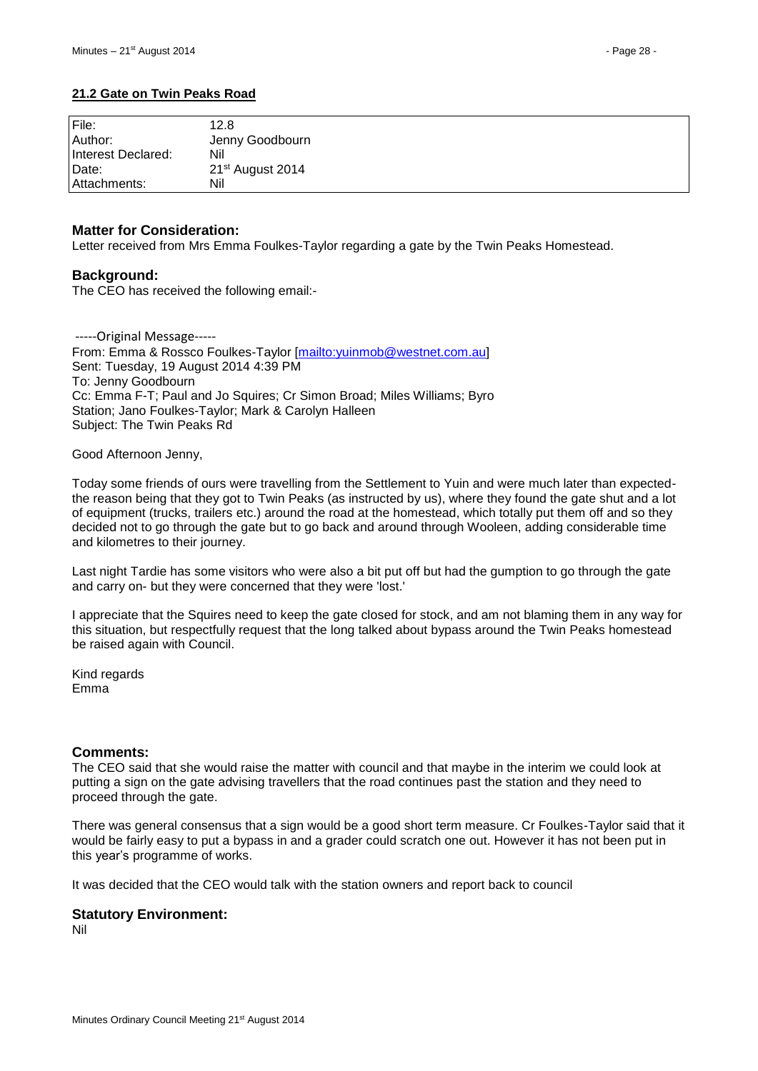## 21.2 Gate on Twin Peaks Road

| | |
|---|---|
| File: | 12.8 |
| Author: | Jenny Goodbourn |
| Interest Declared: | Nil |
| Date: | 21st August 2014 |
| Attachments: | Nil |

### Matter for Consideration:

Letter received from Mrs Emma Foulkes-Taylor regarding a gate by the Twin Peaks Homestead.

### Background:

The CEO has received the following email:-

-----Original Message-----
From: Emma & Rossco Foulkes-Taylor [mailto:yuinmob@westnet.com.au]
Sent: Tuesday, 19 August 2014 4:39 PM
To: Jenny Goodbourn
Cc: Emma F-T; Paul and Jo Squires; Cr Simon Broad; Miles Williams; Byro Station; Jano Foulkes-Taylor; Mark & Carolyn Halleen
Subject: The Twin Peaks Rd

Good Afternoon Jenny,

Today some friends of ours were travelling from the Settlement to Yuin and were much later than expected- the reason being that they got to Twin Peaks (as instructed by us), where they found the gate shut and a lot of equipment (trucks, trailers etc.) around the road at the homestead, which totally put them off and so they decided not to go through the gate but to go back and around through Wooleen, adding considerable time and kilometres to their journey.

Last night Tardie has some visitors who were also a bit put off but had the gumption to go through the gate and carry on- but they were concerned that they were 'lost.'

I appreciate that the Squires need to keep the gate closed for stock, and am not blaming them in any way for this situation, but respectfully request that the long talked about bypass around the Twin Peaks homestead be raised again with Council.

Kind regards
Emma

### Comments:

The CEO said that she would raise the matter with council and that maybe in the interim we could look at putting a sign on the gate advising travellers that the road continues past the station and they need to proceed through the gate.

There was general consensus that a sign would be a good short term measure. Cr Foulkes-Taylor said that it would be fairly easy to put a bypass in and a grader could scratch one out. However it has not been put in this year's programme of works.

It was decided that the CEO would talk with the station owners and report back to council

### Statutory Environment:

Nil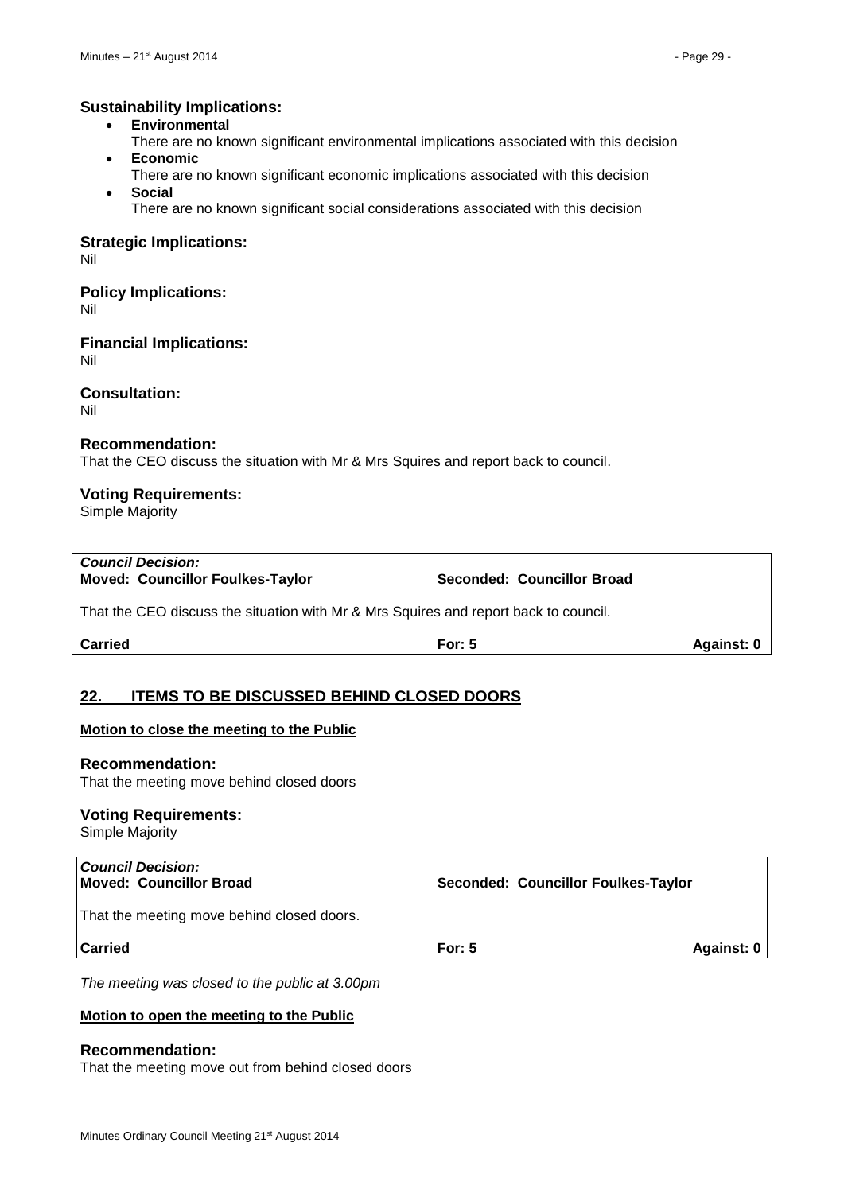### Sustainability Implications:

- **Environmental**
  There are no known significant environmental implications associated with this decision
- **Economic**
  There are no known significant economic implications associated with this decision
- **Social**
  There are no known significant social considerations associated with this decision

### Strategic Implications:

Nil

### Policy Implications:

Nil

### Financial Implications:

Nil

### Consultation:

Nil

### Recommendation:

That the CEO discuss the situation with Mr & Mrs Squires and report back to council.

### Voting Requirements:

Simple Majority

| ***Council Decision:*** | | |
|---|---|---|
| **Moved: Councillor Foulkes-Taylor** | **Seconded: Councillor Broad** | |
| That the CEO discuss the situation with Mr & Mrs Squires and report back to council. | | |
| **Carried** | **For: 5** | **Against: 0** |

## 22. ITEMS TO BE DISCUSSED BEHIND CLOSED DOORS

**Motion to close the meeting to the Public**

### Recommendation:

That the meeting move behind closed doors

### Voting Requirements:

Simple Majority

| ***Council Decision:*** | | |
|---|---|---|
| **Moved: Councillor Broad** | **Seconded: Councillor Foulkes-Taylor** | |
| That the meeting move behind closed doors. | | |
| **Carried** | **For: 5** | **Against: 0** |

*The meeting was closed to the public at 3.00pm*

**Motion to open the meeting to the Public**

### Recommendation:

That the meeting move out from behind closed doors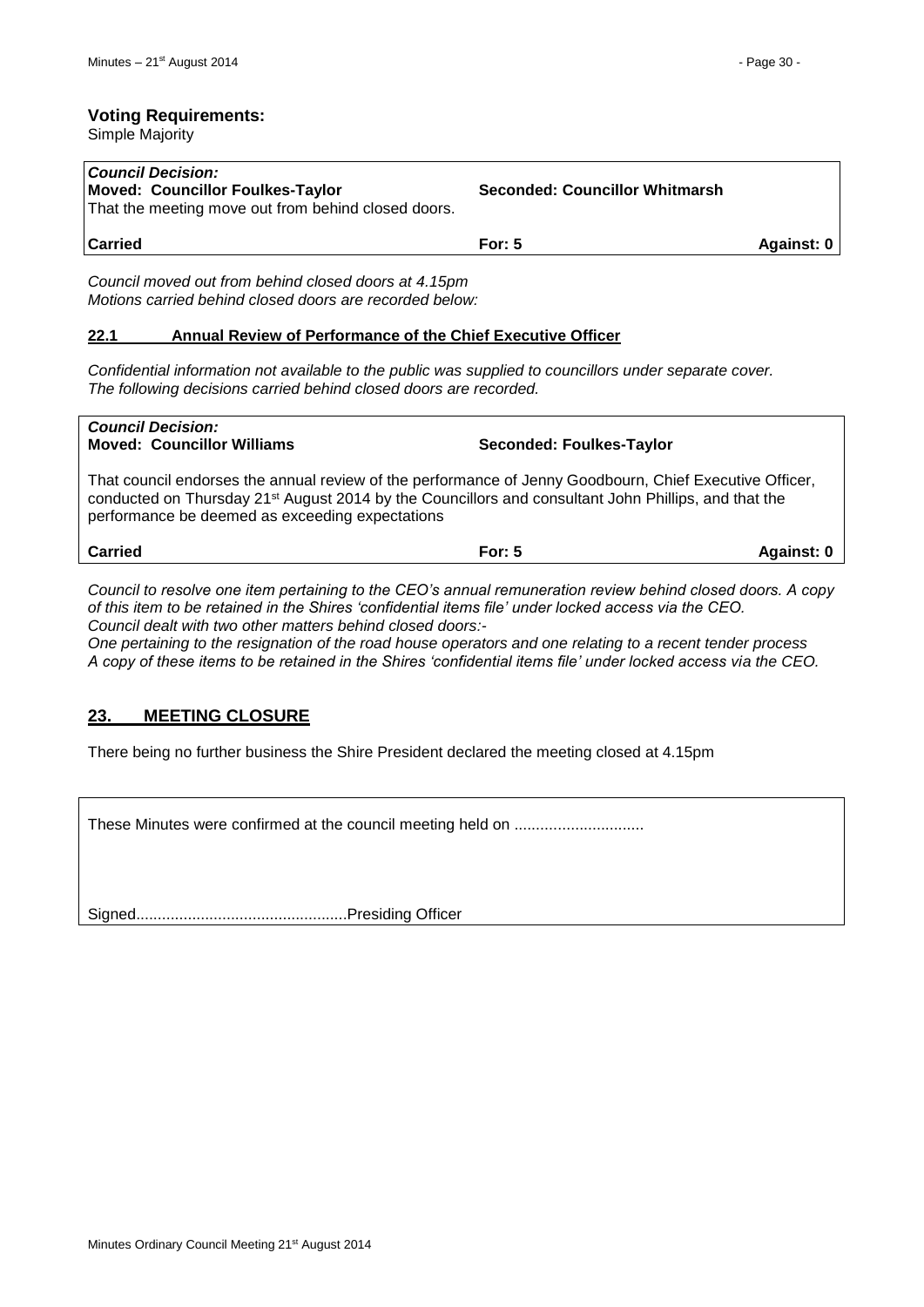### Voting Requirements:

Simple Majority

| | | |
|---|---|---|
| ***Council Decision:*** | | |
| **Moved: Councillor Foulkes-Taylor** | **Seconded: Councillor Whitmarsh** | |
| That the meeting move out from behind closed doors. | | |
| **Carried** | **For: 5** | **Against: 0** |

*Council moved out from behind closed doors at 4.15pm*
*Motions carried behind closed doors are recorded below:*

## 22.1 Annual Review of Performance of the Chief Executive Officer

*Confidential information not available to the public was supplied to councillors under separate cover.*
*The following decisions carried behind closed doors are recorded.*

| | | |
|---|---|---|
| ***Council Decision:*** | | |
| **Moved: Councillor Williams** | **Seconded: Foulkes-Taylor** | |
| That council endorses the annual review of the performance of Jenny Goodbourn, Chief Executive Officer, conducted on Thursday 21st August 2014 by the Councillors and consultant John Phillips, and that the performance be deemed as exceeding expectations | | |
| **Carried** | **For: 5** | **Against: 0** |

*Council to resolve one item pertaining to the CEO's annual remuneration review behind closed doors. A copy of this item to be retained in the Shires 'confidential items file' under locked access via the CEO.*
*Council dealt with two other matters behind closed doors:-*
*One pertaining to the resignation of the road house operators and one relating to a recent tender process*
*A copy of these items to be retained in the Shires 'confidential items file' under locked access via the CEO.*

## 23. MEETING CLOSURE

There being no further business the Shire President declared the meeting closed at 4.15pm

These Minutes were confirmed at the council meeting held on ..............................

Signed.................................................Presiding Officer